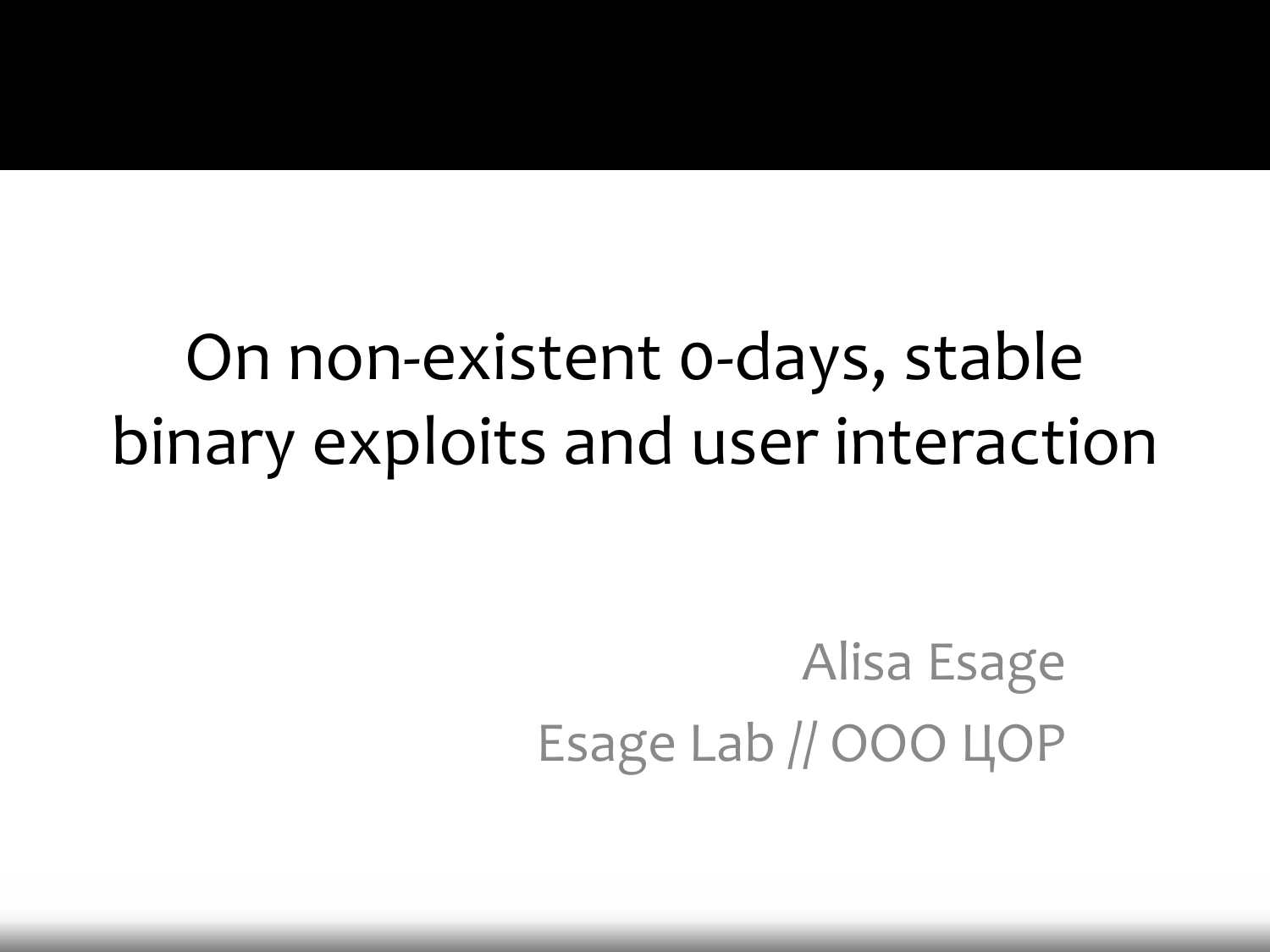# On non-existent 0-days, stable binary exploits and user interaction

Alisa Esage

Esage Lab // ООО ЦОР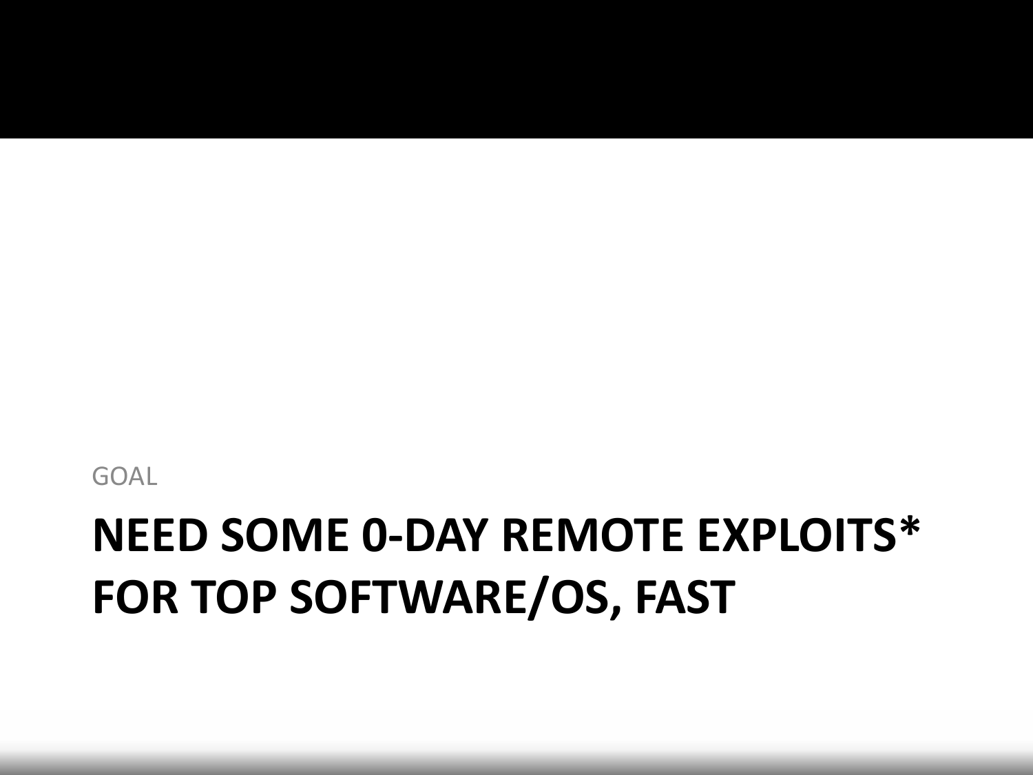GOAL

# NEED SOME 0-DAY REMOTE EXPLOITS* FOR TOP SOFTWARE/OS, FAST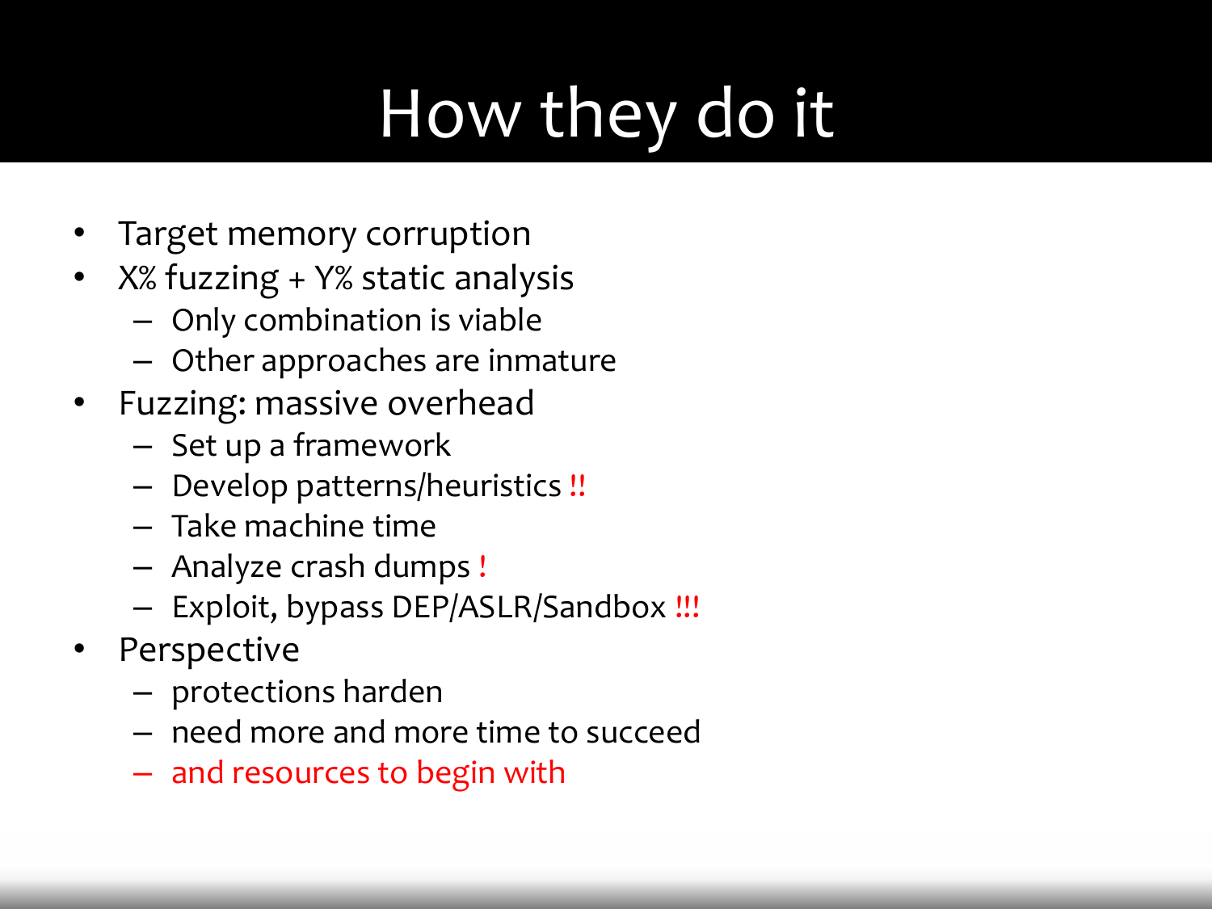# How they do it

- Target memory corruption
- X% fuzzing + Y% static analysis
  - Only combination is viable
  - Other approaches are inmature
- Fuzzing: massive overhead
  - Set up a framework
  - Develop patterns/heuristics !!
  - Take machine time
  - Analyze crash dumps !
  - Exploit, bypass DEP/ASLR/Sandbox !!!
- Perspective
  - protections harden
  - need more and more time to succeed
  - and resources to begin with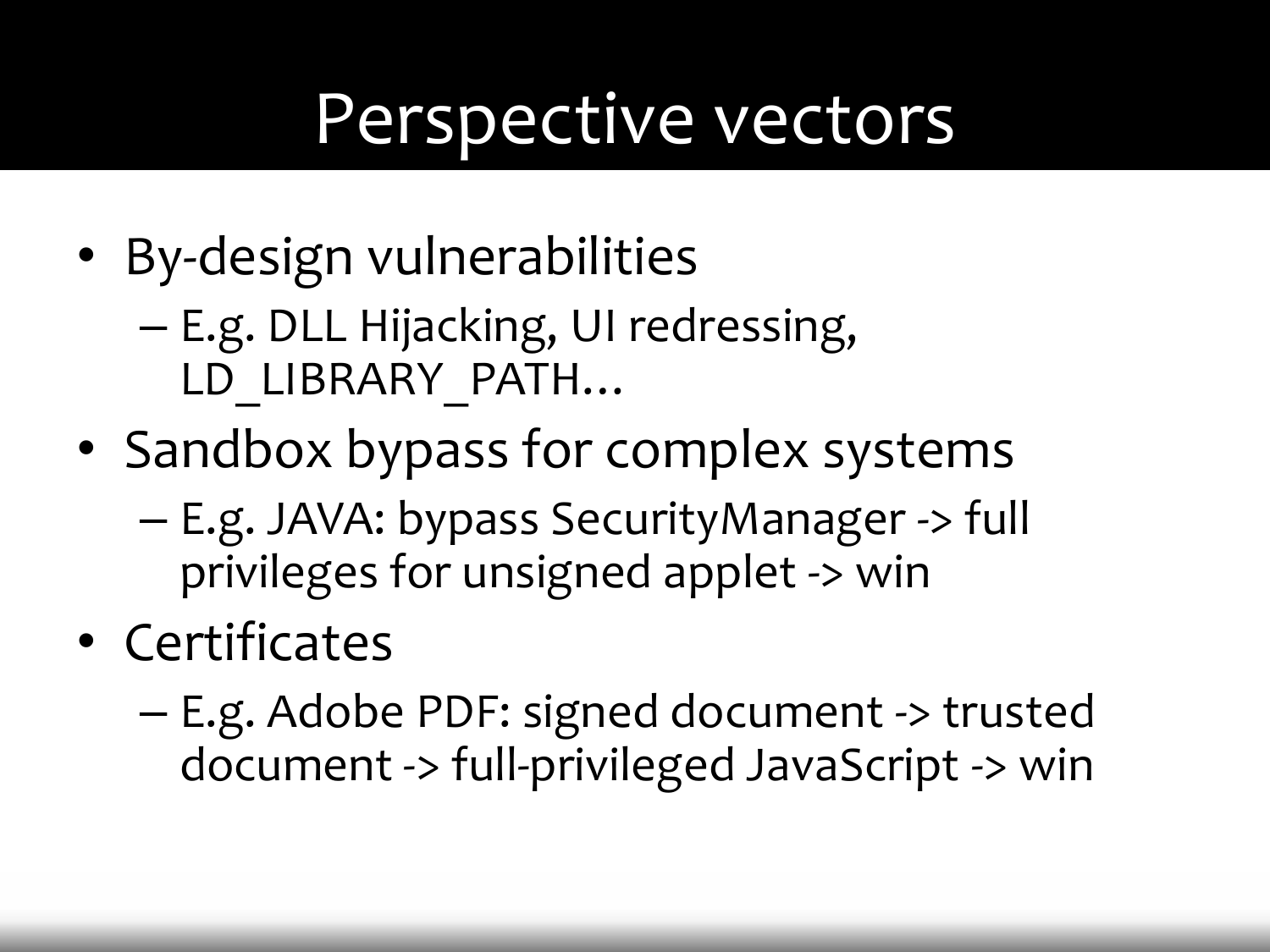# Perspective vectors

- By-design vulnerabilities
  - E.g. DLL Hijacking, UI redressing, LD_LIBRARY_PATH…
- Sandbox bypass for complex systems
  - E.g. JAVA: bypass SecurityManager -> full privileges for unsigned applet -> win
- Certificates
  - E.g. Adobe PDF: signed document -> trusted document -> full-privileged JavaScript -> win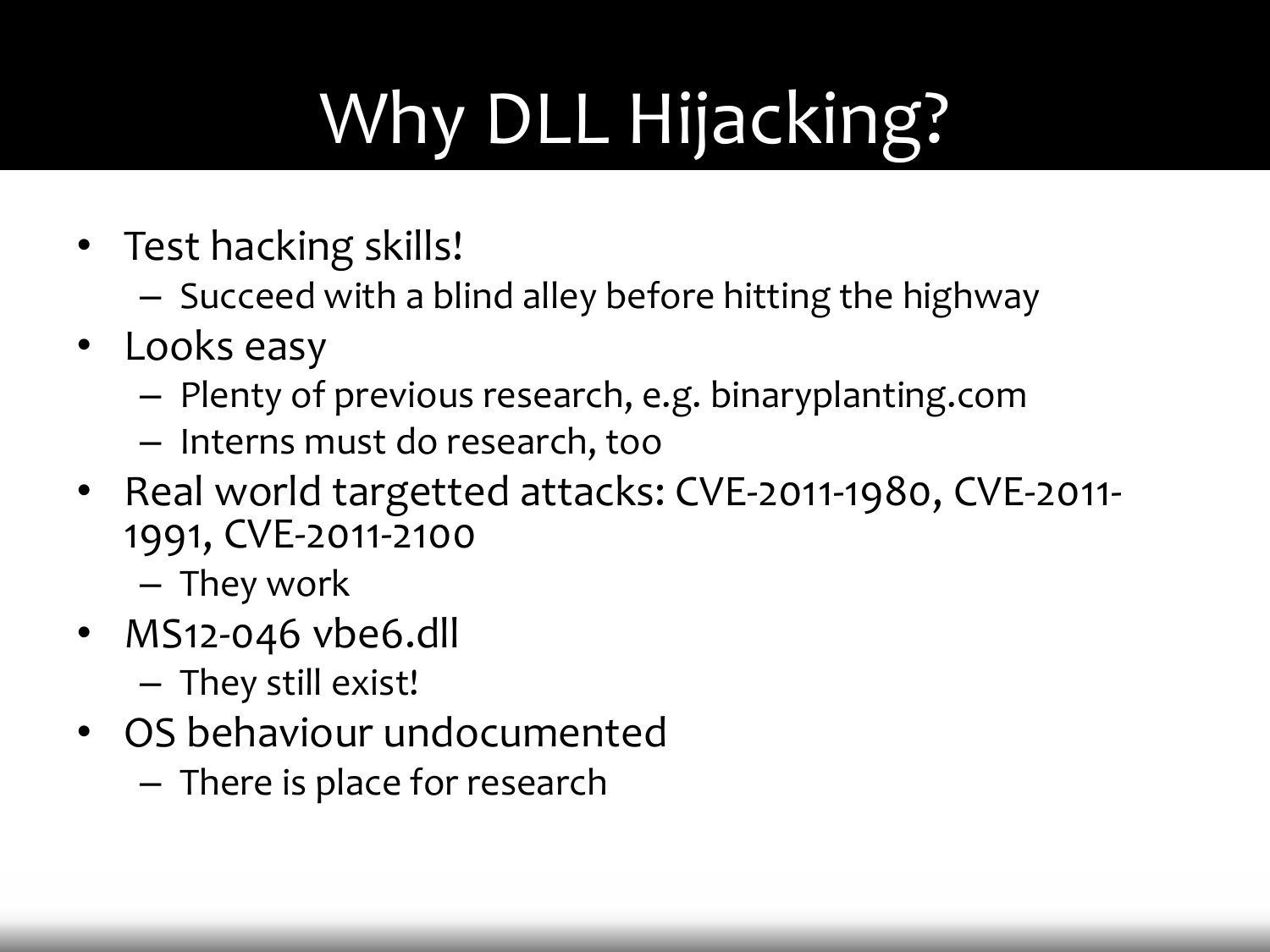# Why DLL Hijacking?

- Test hacking skills!
  - Succeed with a blind alley before hitting the highway
- Looks easy
  - Plenty of previous research, e.g. binaryplanting.com
  - Interns must do research, too
- Real world targetted attacks: CVE-2011-1980, CVE-2011-1991, CVE-2011-2100
  - They work
- MS12-046 vbe6.dll
  - They still exist!
- OS behaviour undocumented
  - There is place for research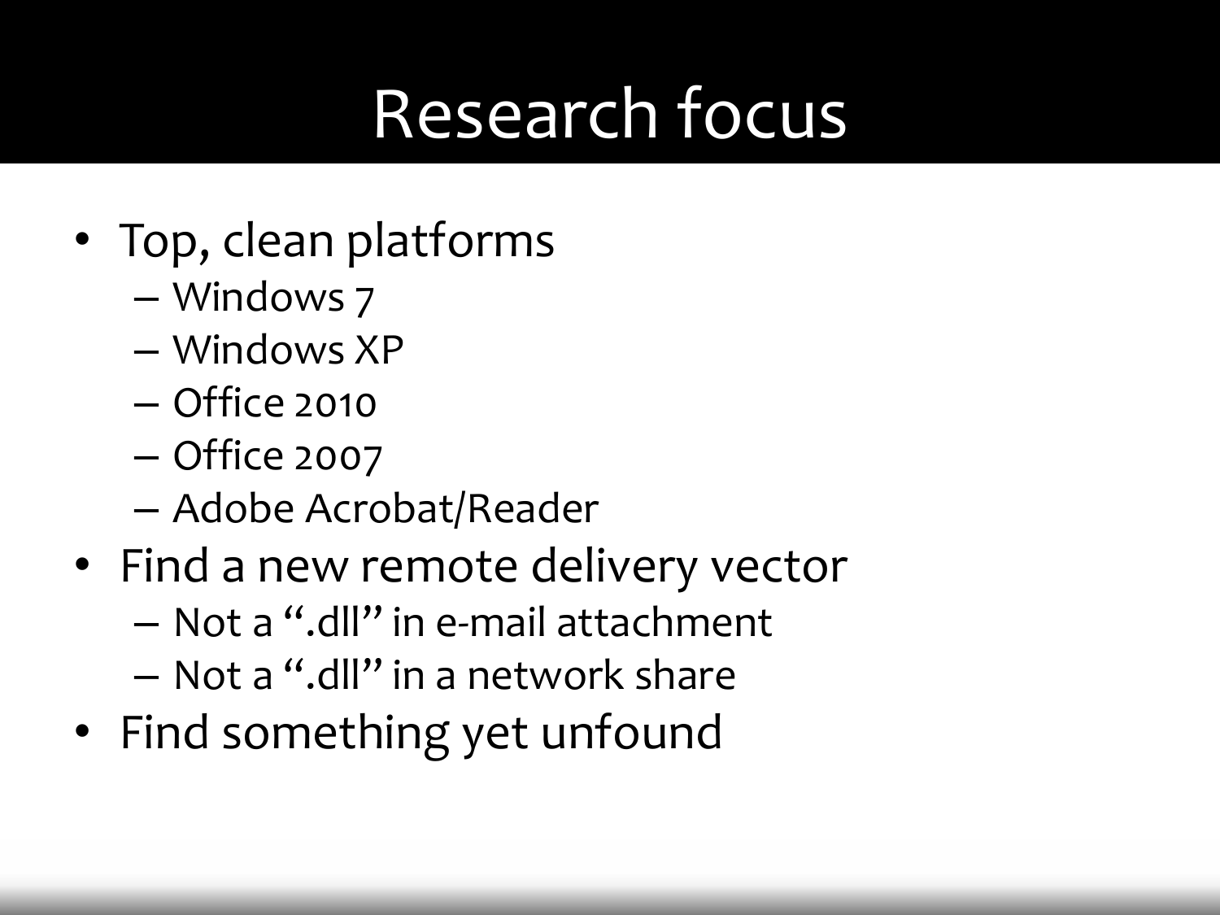# Research focus

- Top, clean platforms
  - Windows 7
  - Windows XP
  - Office 2010
  - Office 2007
  - Adobe Acrobat/Reader
- Find a new remote delivery vector
  - Not a ".dll" in e-mail attachment
  - Not a ".dll" in a network share
- Find something yet unfound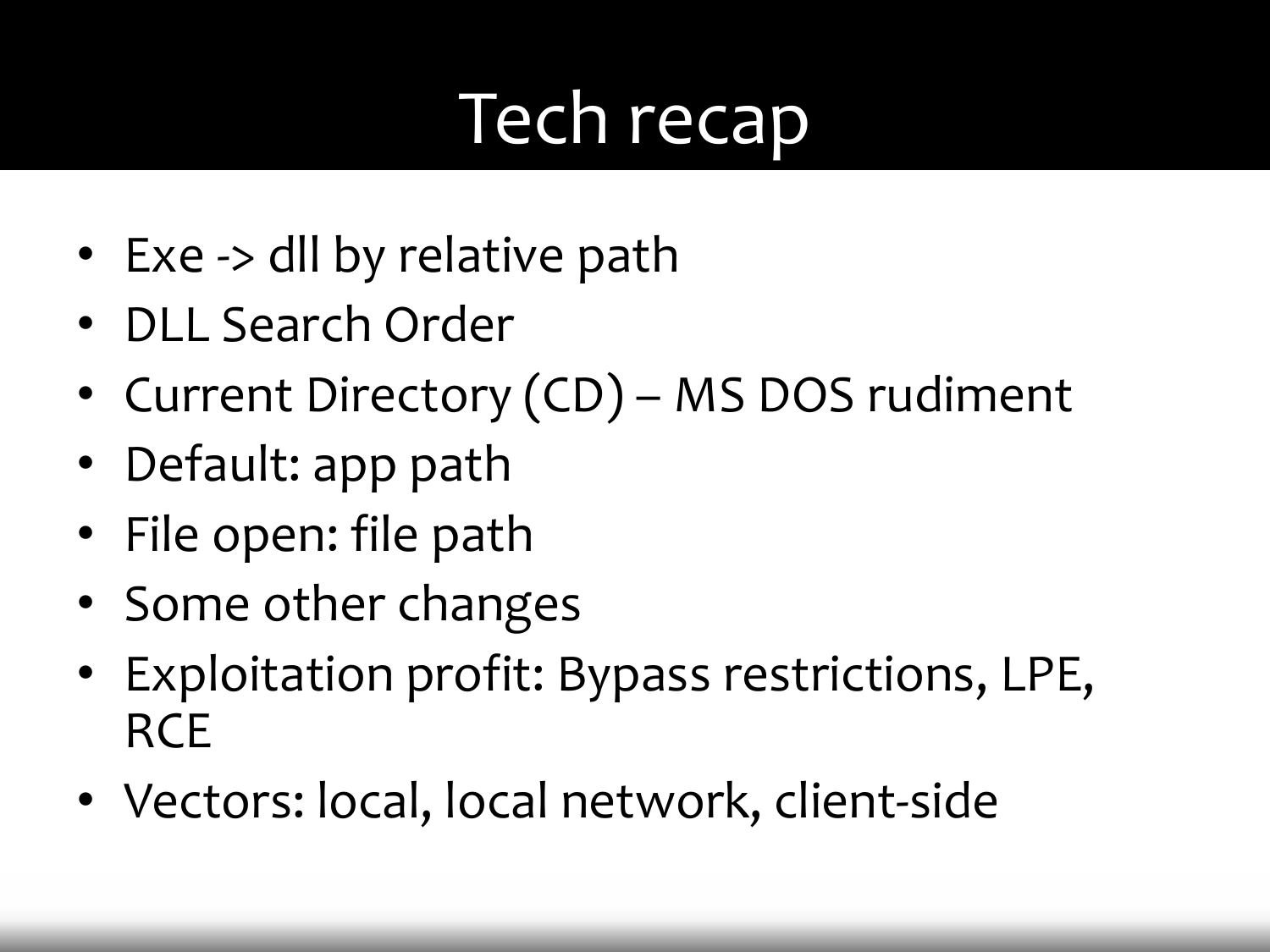# Tech recap

- Exe -> dll by relative path
- DLL Search Order
- Current Directory (CD) – MS DOS rudiment
- Default: app path
- File open: file path
- Some other changes
- Exploitation profit: Bypass restrictions, LPE, RCE
- Vectors: local, local network, client-side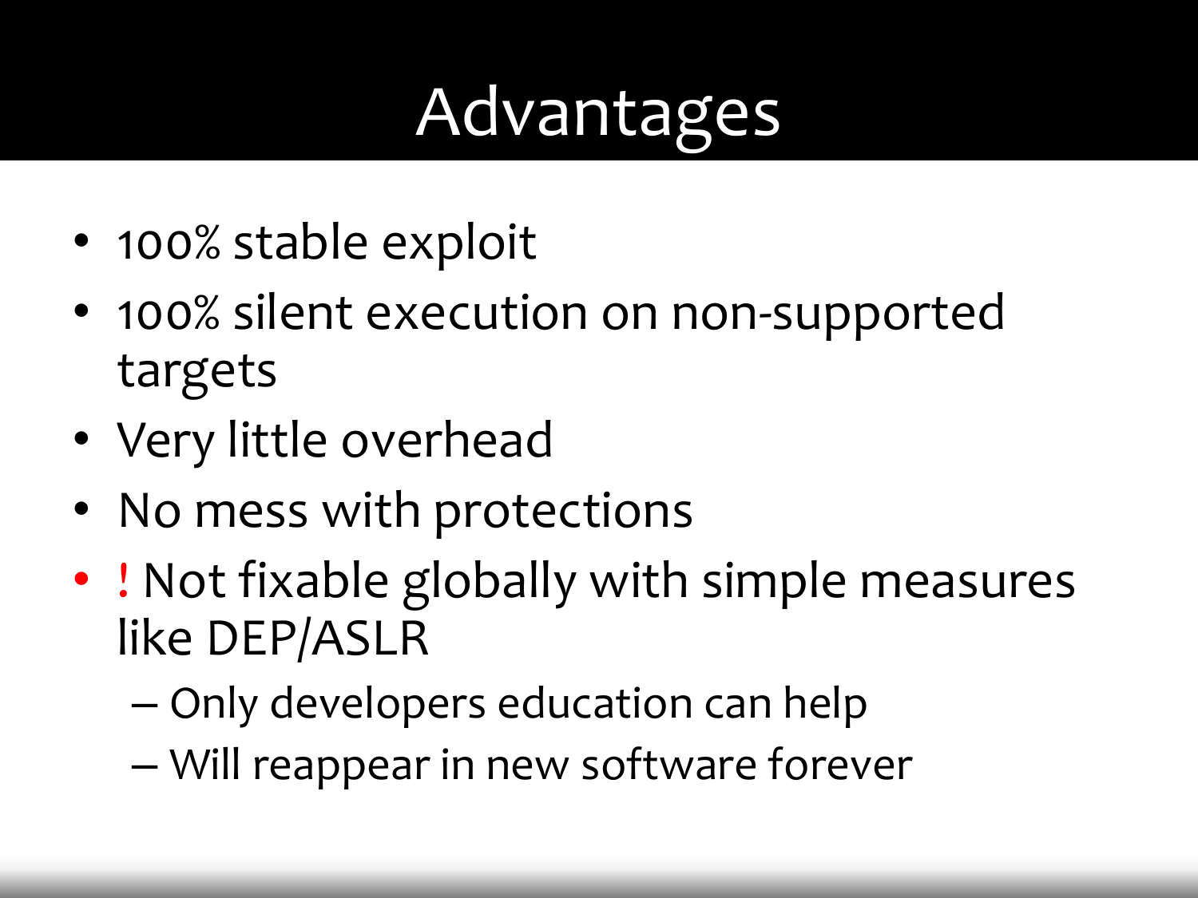# Advantages

- 100% stable exploit
- 100% silent execution on non-supported targets
- Very little overhead
- No mess with protections
- ! Not fixable globally with simple measures like DEP/ASLR
  - Only developers education can help
  - Will reappear in new software forever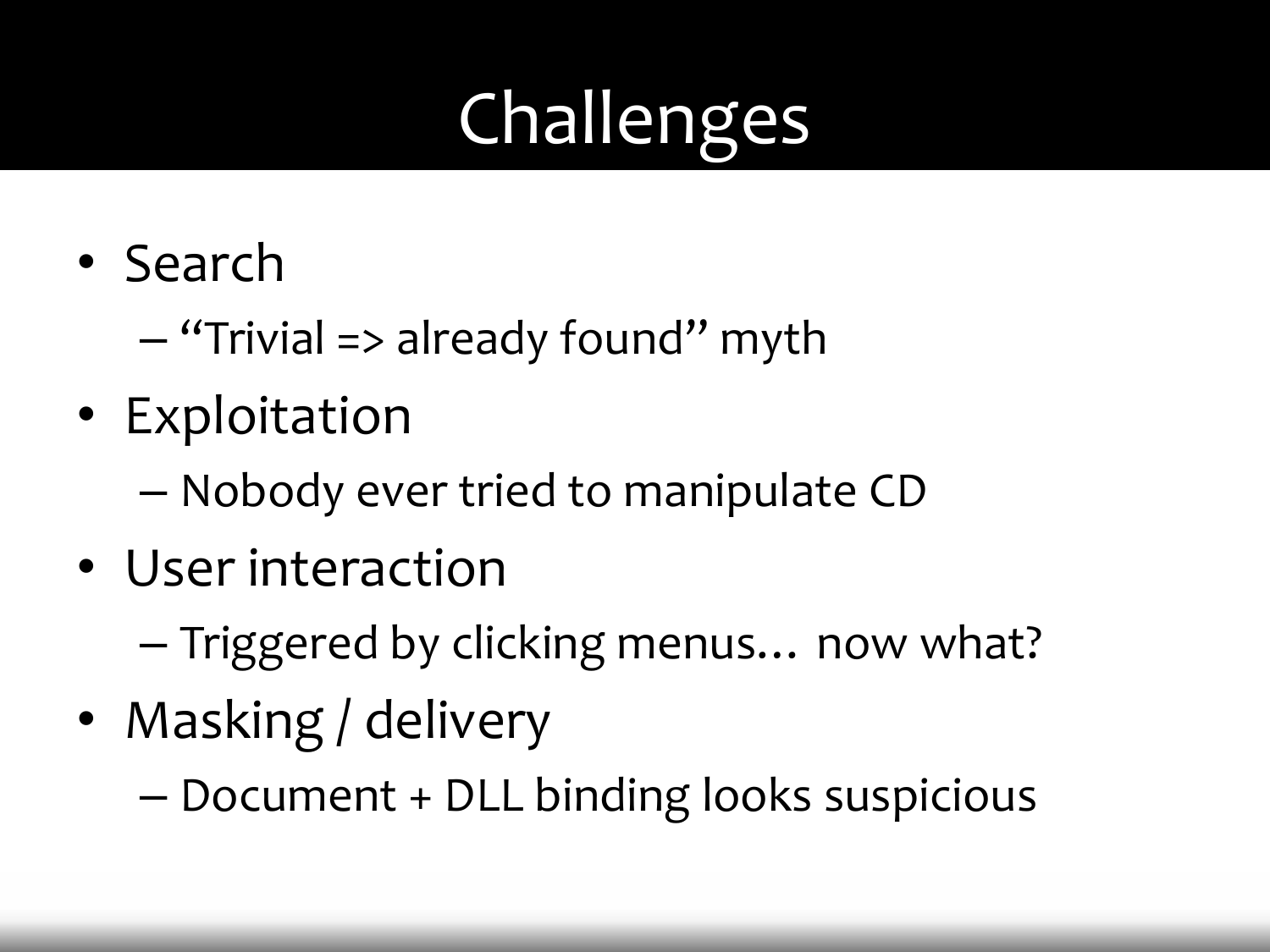# Challenges

- Search
  - "Trivial => already found" myth
- Exploitation
  - Nobody ever tried to manipulate CD
- User interaction
  - Triggered by clicking menus… now what?
- Masking / delivery
  - Document + DLL binding looks suspicious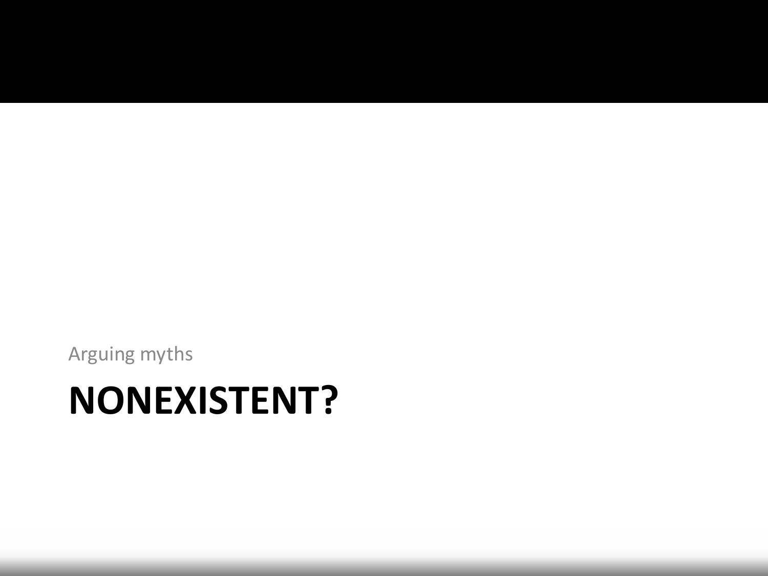Arguing myths

# NONEXISTENT?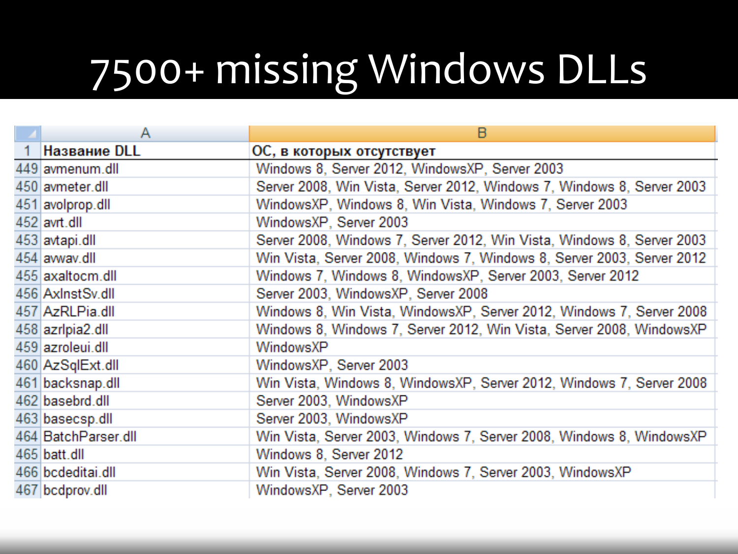# 7500+ missing Windows DLLs

| | A | B |
|---|---|---|
| 1 | **Название DLL** | **ОС, в которых отсутствует** |
| 449 | avmenum.dll | Windows 8, Server 2012, WindowsXP, Server 2003 |
| 450 | avmeter.dll | Server 2008, Win Vista, Server 2012, Windows 7, Windows 8, Server 2003 |
| 451 | avolprop.dll | WindowsXP, Windows 8, Win Vista, Windows 7, Server 2003 |
| 452 | avrt.dll | WindowsXP, Server 2003 |
| 453 | avtapi.dll | Server 2008, Windows 7, Server 2012, Win Vista, Windows 8, Server 2003 |
| 454 | avwav.dll | Win Vista, Server 2008, Windows 7, Windows 8, Server 2003, Server 2012 |
| 455 | axaltocm.dll | Windows 7, Windows 8, WindowsXP, Server 2003, Server 2012 |
| 456 | AxInstSv.dll | Server 2003, WindowsXP, Server 2008 |
| 457 | AzRLPia.dll | Windows 8, Win Vista, WindowsXP, Server 2012, Windows 7, Server 2008 |
| 458 | azrlpia2.dll | Windows 8, Windows 7, Server 2012, Win Vista, Server 2008, WindowsXP |
| 459 | azroleui.dll | WindowsXP |
| 460 | AzSqlExt.dll | WindowsXP, Server 2003 |
| 461 | backsnap.dll | Win Vista, Windows 8, WindowsXP, Server 2012, Windows 7, Server 2008 |
| 462 | basebrd.dll | Server 2003, WindowsXP |
| 463 | basecsp.dll | Server 2003, WindowsXP |
| 464 | BatchParser.dll | Win Vista, Server 2003, Windows 7, Server 2008, Windows 8, WindowsXP |
| 465 | batt.dll | Windows 8, Server 2012 |
| 466 | bcdeditai.dll | Win Vista, Server 2008, Windows 7, Server 2003, WindowsXP |
| 467 | bcdprov.dll | WindowsXP, Server 2003 |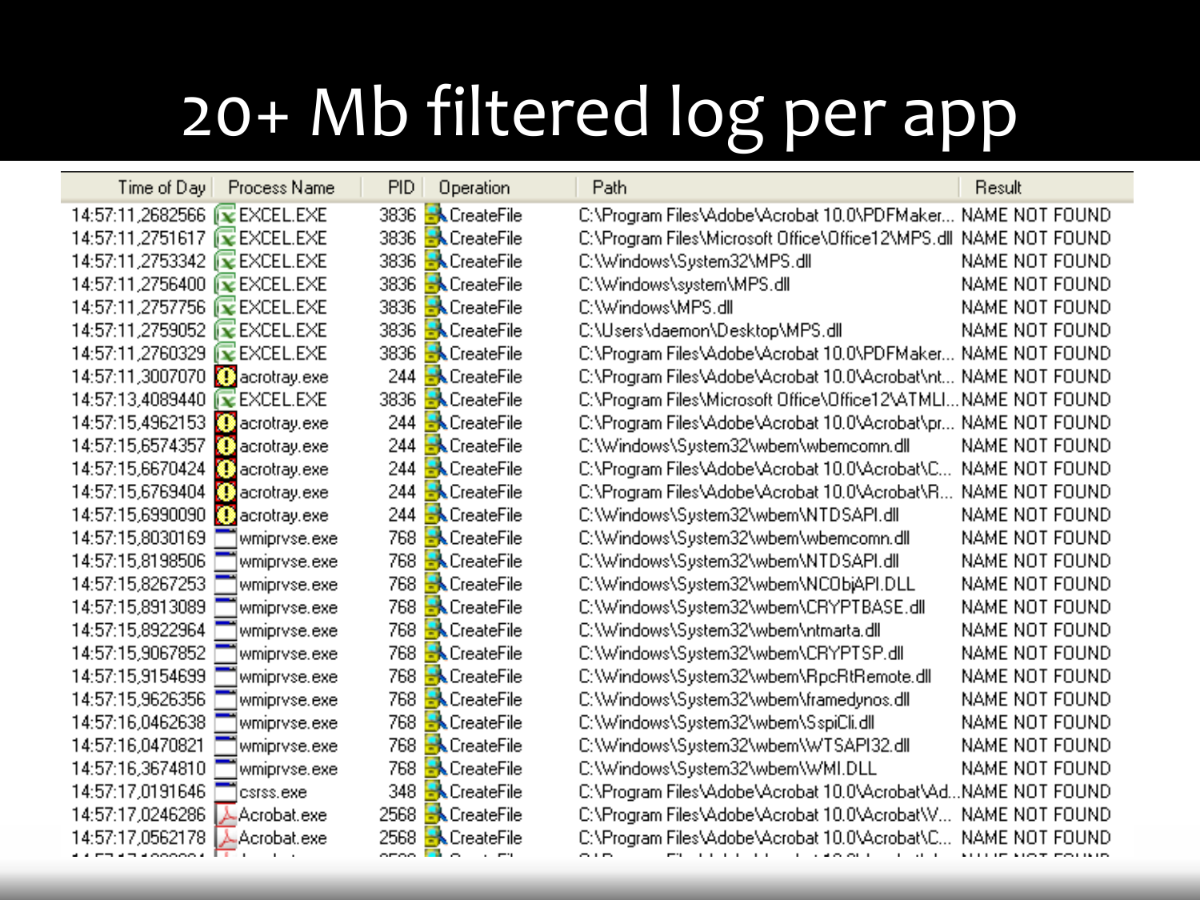# 20+ Mb filtered log per app

| Time of Day | Process Name | PID | Operation | Path | Result |
|---|---|---|---|---|---|
| 14:57:11,2682566 | EXCEL.EXE | 3836 | CreateFile | C:\Program Files\Adobe\Acrobat 10.0\PDFMaker... | NAME NOT FOUND |
| 14:57:11,2751617 | EXCEL.EXE | 3836 | CreateFile | C:\Program Files\Microsoft Office\Office12\MPS.dll | NAME NOT FOUND |
| 14:57:11,2753342 | EXCEL.EXE | 3836 | CreateFile | C:\Windows\System32\MPS.dll | NAME NOT FOUND |
| 14:57:11,2756400 | EXCEL.EXE | 3836 | CreateFile | C:\Windows\system\MPS.dll | NAME NOT FOUND |
| 14:57:11,2757756 | EXCEL.EXE | 3836 | CreateFile | C:\Windows\MPS.dll | NAME NOT FOUND |
| 14:57:11,2759052 | EXCEL.EXE | 3836 | CreateFile | C:\Users\daemon\Desktop\MPS.dll | NAME NOT FOUND |
| 14:57:11,2760329 | EXCEL.EXE | 3836 | CreateFile | C:\Program Files\Adobe\Acrobat 10.0\PDFMaker... | NAME NOT FOUND |
| 14:57:11,3007070 | acrotray.exe | 244 | CreateFile | C:\Program Files\Adobe\Acrobat 10.0\Acrobat\nt... | NAME NOT FOUND |
| 14:57:13,4089440 | EXCEL.EXE | 3836 | CreateFile | C:\Program Files\Microsoft Office\Office12\ATMLI... | NAME NOT FOUND |
| 14:57:15,4962153 | acrotray.exe | 244 | CreateFile | C:\Program Files\Adobe\Acrobat 10.0\Acrobat\pr... | NAME NOT FOUND |
| 14:57:15,6574357 | acrotray.exe | 244 | CreateFile | C:\Windows\System32\wbem\wbemcomn.dll | NAME NOT FOUND |
| 14:57:15,6670424 | acrotray.exe | 244 | CreateFile | C:\Program Files\Adobe\Acrobat 10.0\Acrobat\C... | NAME NOT FOUND |
| 14:57:15,6769404 | acrotray.exe | 244 | CreateFile | C:\Program Files\Adobe\Acrobat 10.0\Acrobat\R... | NAME NOT FOUND |
| 14:57:15,6990090 | acrotray.exe | 244 | CreateFile | C:\Windows\System32\wbem\NTDSAPI.dll | NAME NOT FOUND |
| 14:57:15,8030169 | wmiprvse.exe | 768 | CreateFile | C:\Windows\System32\wbem\wbemcomn.dll | NAME NOT FOUND |
| 14:57:15,8198506 | wmiprvse.exe | 768 | CreateFile | C:\Windows\System32\wbem\NTDSAPI.dll | NAME NOT FOUND |
| 14:57:15,8267253 | wmiprvse.exe | 768 | CreateFile | C:\Windows\System32\wbem\NCObjAPI.DLL | NAME NOT FOUND |
| 14:57:15,8913089 | wmiprvse.exe | 768 | CreateFile | C:\Windows\System32\wbem\CRYPTBASE.dll | NAME NOT FOUND |
| 14:57:15,8922964 | wmiprvse.exe | 768 | CreateFile | C:\Windows\System32\wbem\ntmarta.dll | NAME NOT FOUND |
| 14:57:15,9067852 | wmiprvse.exe | 768 | CreateFile | C:\Windows\System32\wbem\CRYPTSP.dll | NAME NOT FOUND |
| 14:57:15,9154699 | wmiprvse.exe | 768 | CreateFile | C:\Windows\System32\wbem\RpcRtRemote.dll | NAME NOT FOUND |
| 14:57:15,9626356 | wmiprvse.exe | 768 | CreateFile | C:\Windows\System32\wbem\framedynos.dll | NAME NOT FOUND |
| 14:57:16,0462638 | wmiprvse.exe | 768 | CreateFile | C:\Windows\System32\wbem\SspiCli.dll | NAME NOT FOUND |
| 14:57:16,0470821 | wmiprvse.exe | 768 | CreateFile | C:\Windows\System32\wbem\WTSAPI32.dll | NAME NOT FOUND |
| 14:57:16,3674810 | wmiprvse.exe | 768 | CreateFile | C:\Windows\System32\wbem\WMI.DLL | NAME NOT FOUND |
| 14:57:17,0191646 | csrss.exe | 348 | CreateFile | C:\Program Files\Adobe\Acrobat 10.0\Acrobat\Ad... | NAME NOT FOUND |
| 14:57:17,0246286 | Acrobat.exe | 2568 | CreateFile | C:\Program Files\Adobe\Acrobat 10.0\Acrobat\V... | NAME NOT FOUND |
| 14:57:17,0562178 | Acrobat.exe | 2568 | CreateFile | C:\Program Files\Adobe\Acrobat 10.0\Acrobat\C... | NAME NOT FOUND |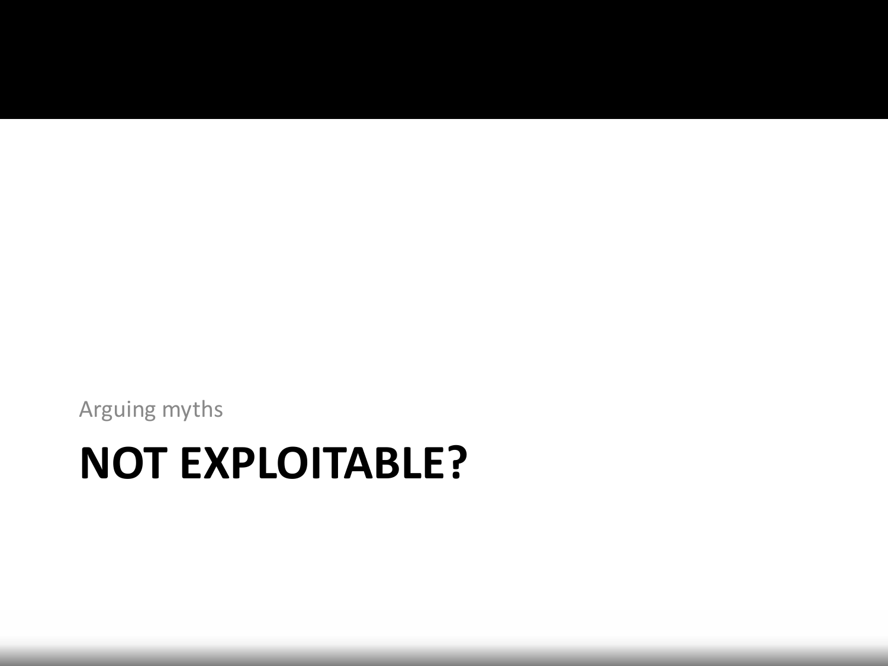Arguing myths

# NOT EXPLOITABLE?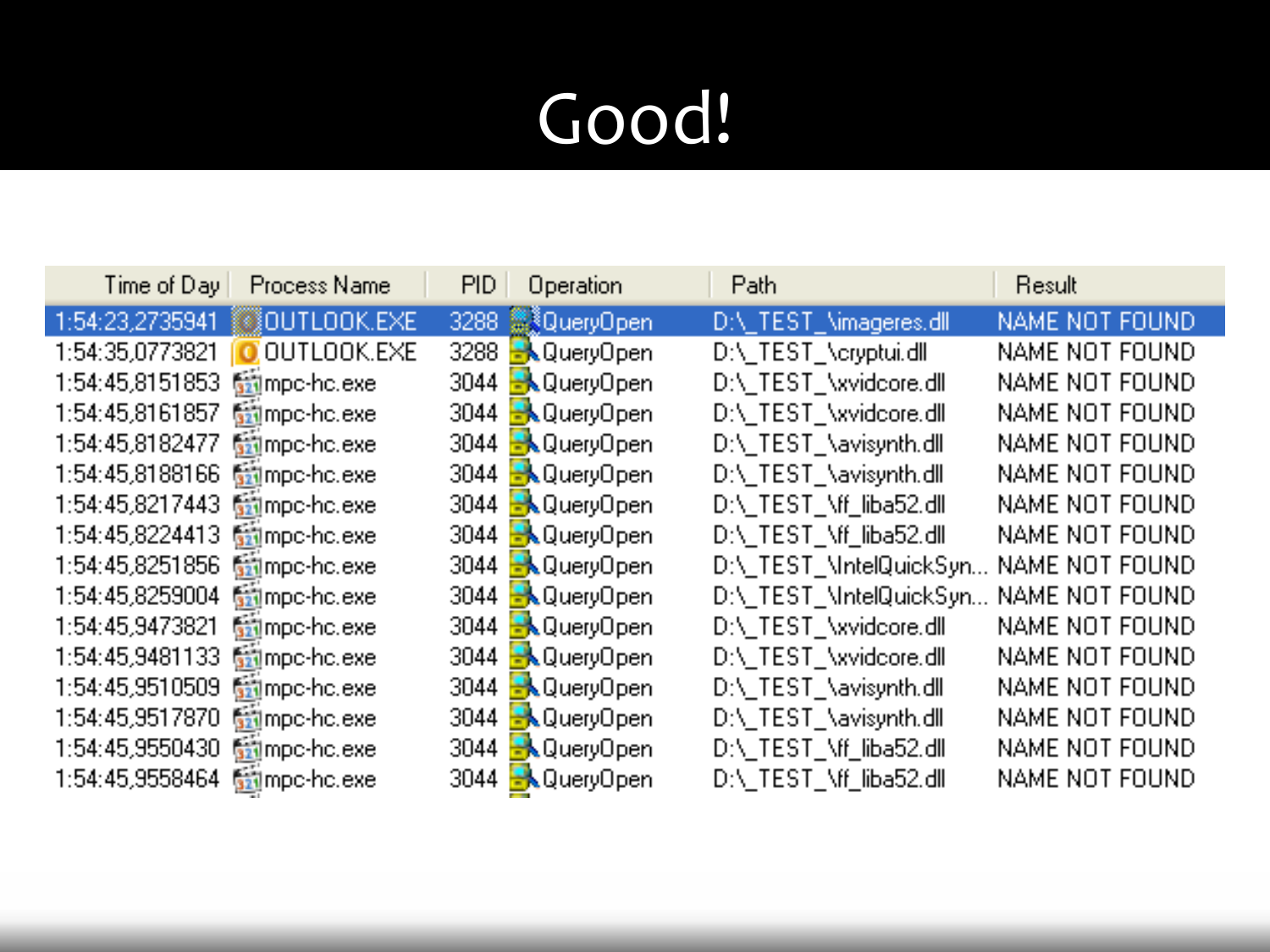# Good!

| Time of Day | Process Name | PID | Operation | Path | Result |
|---|---|---|---|---|---|
| 1:54:23,2735941 | OUTLOOK.EXE | 3288 | QueryOpen | D:\_TEST_\imageres.dll | NAME NOT FOUND |
| 1:54:35,0773821 | OUTLOOK.EXE | 3288 | QueryOpen | D:\_TEST_\cryptui.dll | NAME NOT FOUND |
| 1:54:45,8151853 | mpc-hc.exe | 3044 | QueryOpen | D:\_TEST_\xvidcore.dll | NAME NOT FOUND |
| 1:54:45,8161857 | mpc-hc.exe | 3044 | QueryOpen | D:\_TEST_\xvidcore.dll | NAME NOT FOUND |
| 1:54:45,8182477 | mpc-hc.exe | 3044 | QueryOpen | D:\_TEST_\avisynth.dll | NAME NOT FOUND |
| 1:54:45,8188166 | mpc-hc.exe | 3044 | QueryOpen | D:\_TEST_\avisynth.dll | NAME NOT FOUND |
| 1:54:45,8217443 | mpc-hc.exe | 3044 | QueryOpen | D:\_TEST_\ff_liba52.dll | NAME NOT FOUND |
| 1:54:45,8224413 | mpc-hc.exe | 3044 | QueryOpen | D:\_TEST_\ff_liba52.dll | NAME NOT FOUND |
| 1:54:45,8251856 | mpc-hc.exe | 3044 | QueryOpen | D:\_TEST_\IntelQuickSyn... | NAME NOT FOUND |
| 1:54:45,8259004 | mpc-hc.exe | 3044 | QueryOpen | D:\_TEST_\IntelQuickSyn... | NAME NOT FOUND |
| 1:54:45,9473821 | mpc-hc.exe | 3044 | QueryOpen | D:\_TEST_\xvidcore.dll | NAME NOT FOUND |
| 1:54:45,9481133 | mpc-hc.exe | 3044 | QueryOpen | D:\_TEST_\xvidcore.dll | NAME NOT FOUND |
| 1:54:45,9510509 | mpc-hc.exe | 3044 | QueryOpen | D:\_TEST_\avisynth.dll | NAME NOT FOUND |
| 1:54:45,9517870 | mpc-hc.exe | 3044 | QueryOpen | D:\_TEST_\avisynth.dll | NAME NOT FOUND |
| 1:54:45,9550430 | mpc-hc.exe | 3044 | QueryOpen | D:\_TEST_\ff_liba52.dll | NAME NOT FOUND |
| 1:54:45,9558464 | mpc-hc.exe | 3044 | QueryOpen | D:\_TEST_\ff_liba52.dll | NAME NOT FOUND |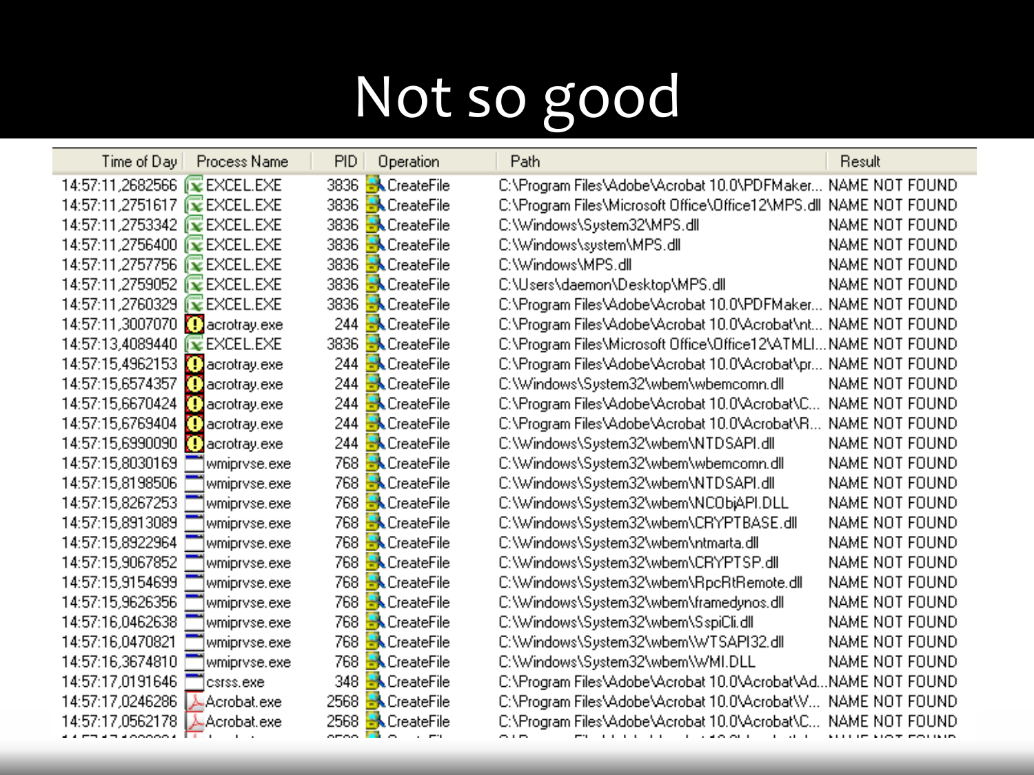# Not so good

| Time of Day | Process Name | PID | Operation | Path | Result |
|---|---|---|---|---|---|
| 14:57:11,2682566 | EXCEL.EXE | 3836 | CreateFile | C:\Program Files\Adobe\Acrobat 10.0\PDFMaker... | NAME NOT FOUND |
| 14:57:11,2751617 | EXCEL.EXE | 3836 | CreateFile | C:\Program Files\Microsoft Office\Office12\MPS.dll | NAME NOT FOUND |
| 14:57:11,2753342 | EXCEL.EXE | 3836 | CreateFile | C:\Windows\System32\MPS.dll | NAME NOT FOUND |
| 14:57:11,2756400 | EXCEL.EXE | 3836 | CreateFile | C:\Windows\system\MPS.dll | NAME NOT FOUND |
| 14:57:11,2757756 | EXCEL.EXE | 3836 | CreateFile | C:\Windows\MPS.dll | NAME NOT FOUND |
| 14:57:11,2759052 | EXCEL.EXE | 3836 | CreateFile | C:\Users\daemon\Desktop\MPS.dll | NAME NOT FOUND |
| 14:57:11,2760329 | EXCEL.EXE | 3836 | CreateFile | C:\Program Files\Adobe\Acrobat 10.0\PDFMaker... | NAME NOT FOUND |
| 14:57:11,3007070 | acrotray.exe | 244 | CreateFile | C:\Program Files\Adobe\Acrobat 10.0\Acrobat\nt... | NAME NOT FOUND |
| 14:57:13,4089440 | EXCEL.EXE | 3836 | CreateFile | C:\Program Files\Microsoft Office\Office12\ATMLI... | NAME NOT FOUND |
| 14:57:15,4962153 | acrotray.exe | 244 | CreateFile | C:\Program Files\Adobe\Acrobat 10.0\Acrobat\pr... | NAME NOT FOUND |
| 14:57:15,6574357 | acrotray.exe | 244 | CreateFile | C:\Windows\System32\wbem\wbemcomn.dll | NAME NOT FOUND |
| 14:57:15,6670424 | acrotray.exe | 244 | CreateFile | C:\Program Files\Adobe\Acrobat 10.0\Acrobat\C... | NAME NOT FOUND |
| 14:57:15,6769404 | acrotray.exe | 244 | CreateFile | C:\Program Files\Adobe\Acrobat 10.0\Acrobat\R... | NAME NOT FOUND |
| 14:57:15,6990090 | acrotray.exe | 244 | CreateFile | C:\Windows\System32\wbem\NTDSAPI.dll | NAME NOT FOUND |
| 14:57:15,8030169 | wmiprvse.exe | 768 | CreateFile | C:\Windows\System32\wbem\wbemcomn.dll | NAME NOT FOUND |
| 14:57:15,8198506 | wmiprvse.exe | 768 | CreateFile | C:\Windows\System32\wbem\NTDSAPI.dll | NAME NOT FOUND |
| 14:57:15,8267253 | wmiprvse.exe | 768 | CreateFile | C:\Windows\System32\wbem\NCObjAPI.DLL | NAME NOT FOUND |
| 14:57:15,8913089 | wmiprvse.exe | 768 | CreateFile | C:\Windows\System32\wbem\CRYPTBASE.dll | NAME NOT FOUND |
| 14:57:15,8922964 | wmiprvse.exe | 768 | CreateFile | C:\Windows\System32\wbem\ntmarta.dll | NAME NOT FOUND |
| 14:57:15,9067852 | wmiprvse.exe | 768 | CreateFile | C:\Windows\System32\wbem\CRYPTSP.dll | NAME NOT FOUND |
| 14:57:15,9154699 | wmiprvse.exe | 768 | CreateFile | C:\Windows\System32\wbem\RpcRtRemote.dll | NAME NOT FOUND |
| 14:57:15,9626356 | wmiprvse.exe | 768 | CreateFile | C:\Windows\System32\wbem\framedynos.dll | NAME NOT FOUND |
| 14:57:16,0462638 | wmiprvse.exe | 768 | CreateFile | C:\Windows\System32\wbem\SspiCli.dll | NAME NOT FOUND |
| 14:57:16,0470821 | wmiprvse.exe | 768 | CreateFile | C:\Windows\System32\wbem\WTSAPI32.dll | NAME NOT FOUND |
| 14:57:16,3674810 | wmiprvse.exe | 768 | CreateFile | C:\Windows\System32\wbem\WMI.DLL | NAME NOT FOUND |
| 14:57:17,0191646 | csrss.exe | 348 | CreateFile | C:\Program Files\Adobe\Acrobat 10.0\Acrobat\Ad... | NAME NOT FOUND |
| 14:57:17,0246286 | Acrobat.exe | 2568 | CreateFile | C:\Program Files\Adobe\Acrobat 10.0\Acrobat\V... | NAME NOT FOUND |
| 14:57:17,0562178 | Acrobat.exe | 2568 | CreateFile | C:\Program Files\Adobe\Acrobat 10.0\Acrobat\C... | NAME NOT FOUND |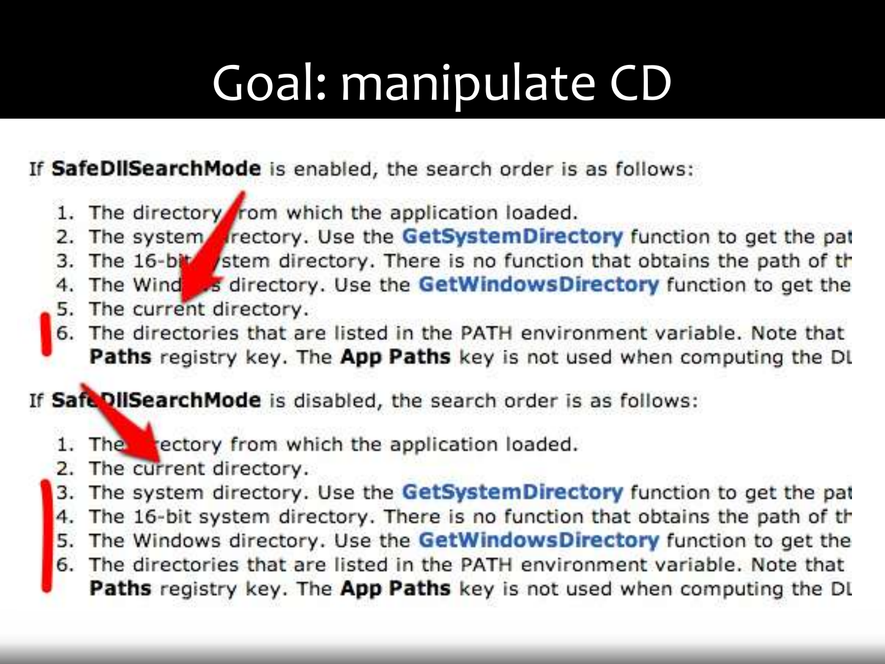# Goal: manipulate CD

If **SafeDllSearchMode** is enabled, the search order is as follows:

1. The directory from which the application loaded.
2. The system directory. Use the **GetSystemDirectory** function to get the pat
3. The 16-bit system directory. There is no function that obtains the path of th
4. The Windows directory. Use the **GetWindowsDirectory** function to get the
5. The current directory.
6. The directories that are listed in the PATH environment variable. Note that **Paths** registry key. The **App Paths** key is not used when computing the DL

If **SafeDllSearchMode** is disabled, the search order is as follows:

1. The directory from which the application loaded.
2. The current directory.
3. The system directory. Use the **GetSystemDirectory** function to get the pat
4. The 16-bit system directory. There is no function that obtains the path of th
5. The Windows directory. Use the **GetWindowsDirectory** function to get the
6. The directories that are listed in the PATH environment variable. Note that **Paths** registry key. The **App Paths** key is not used when computing the DL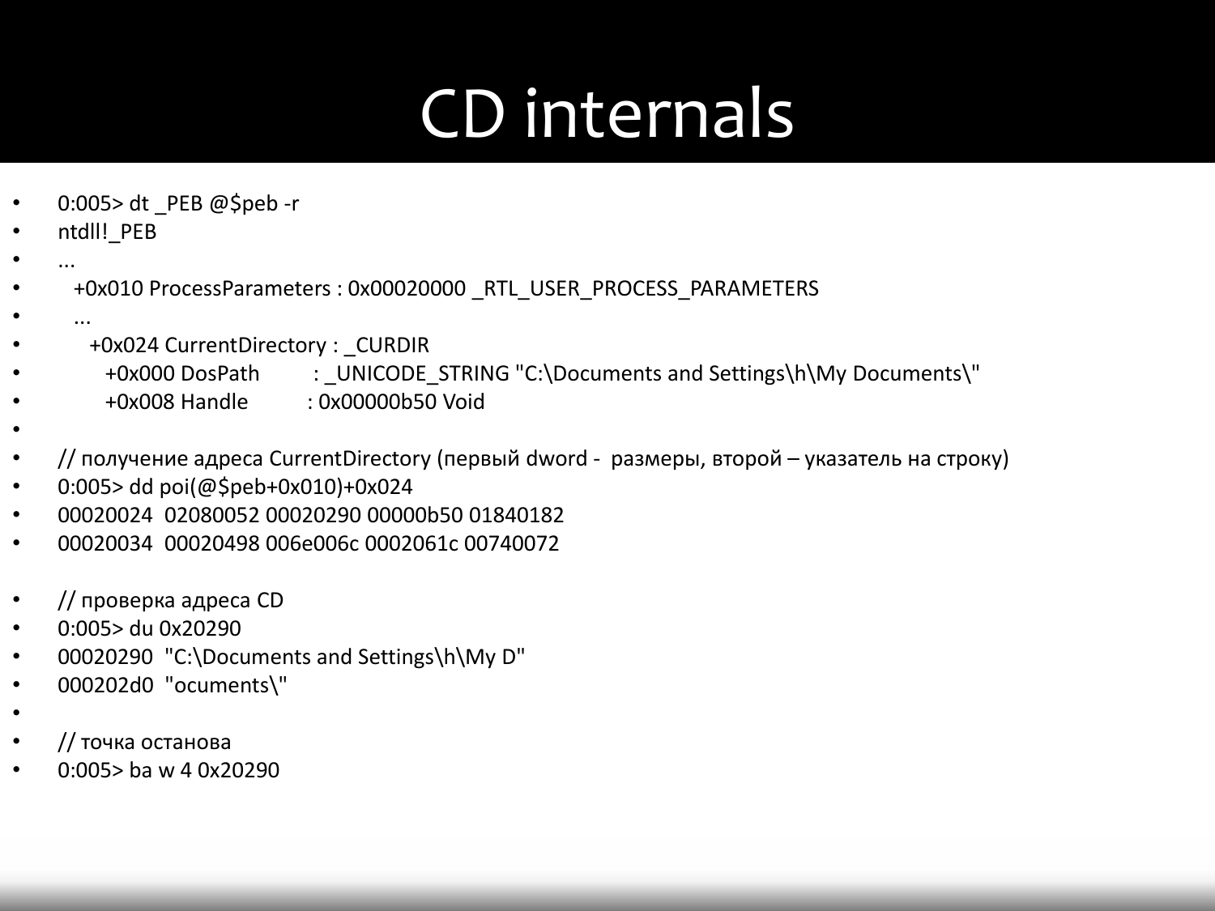# CD internals

```
0:005> dt _PEB @$peb -r
ntdll!_PEB
...
   +0x010 ProcessParameters : 0x00020000 _RTL_USER_PROCESS_PARAMETERS
   ...
      +0x024 CurrentDirectory : _CURDIR
         +0x000 DosPath         : _UNICODE_STRING "C:\Documents and Settings\h\My Documents\"
         +0x008 Handle          : 0x00000b50 Void

// получение адреса CurrentDirectory (первый dword -  размеры, второй – указатель на строку)
0:005> dd poi(@$peb+0x010)+0x024
00020024  02080052 00020290 00000b50 01840182
00020034  00020498 006e006c 0002061c 00740072

// проверка адреса CD
0:005> du 0x20290
00020290  "C:\Documents and Settings\h\My D"
000202d0  "ocuments\"

// точка останова
0:005> ba w 4 0x20290
```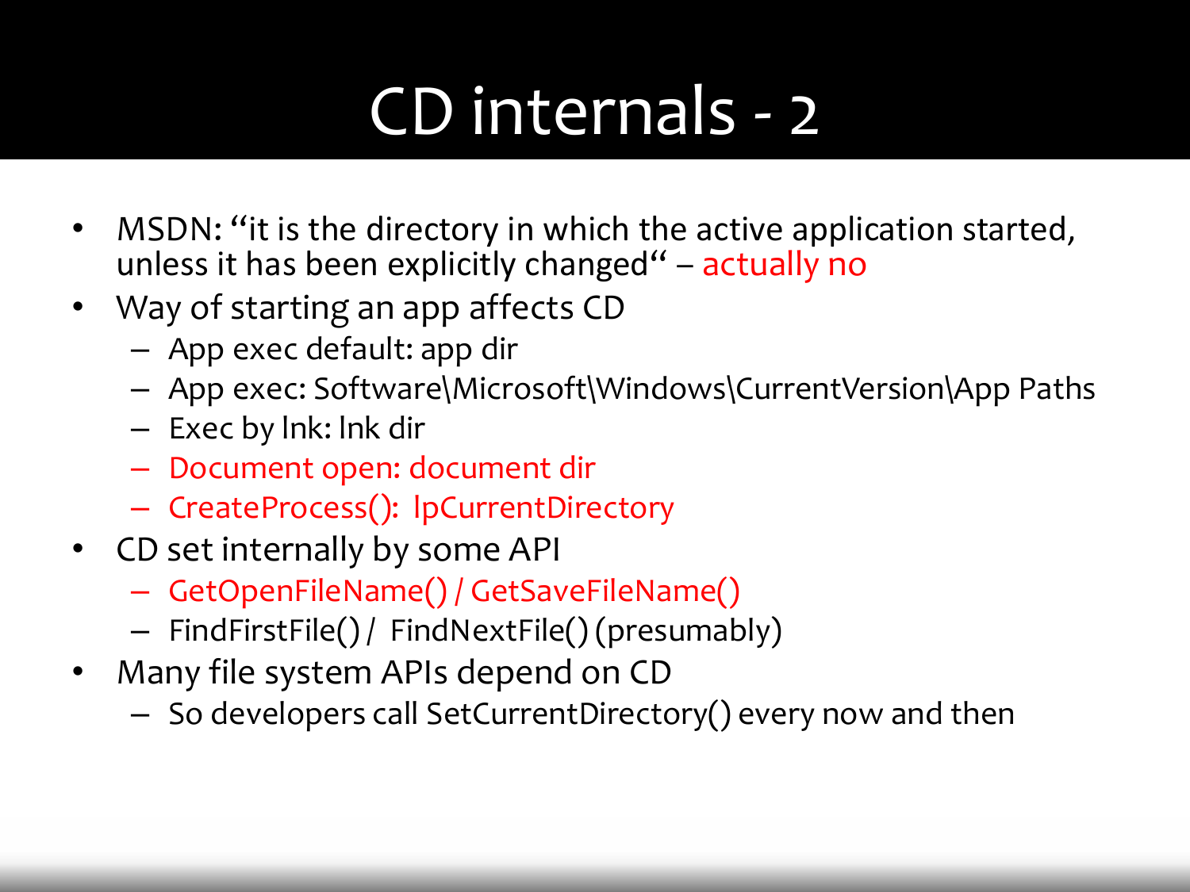# CD internals - 2

- MSDN: "it is the directory in which the active application started, unless it has been explicitly changed" – actually no
- Way of starting an app affects CD
  - App exec default: app dir
  - App exec: Software\Microsoft\Windows\CurrentVersion\App Paths
  - Exec by lnk: lnk dir
  - Document open: document dir
  - CreateProcess(): lpCurrentDirectory
- CD set internally by some API
  - GetOpenFileName() / GetSaveFileName()
  - FindFirstFile() / FindNextFile() (presumably)
- Many file system APIs depend on CD
  - So developers call SetCurrentDirectory() every now and then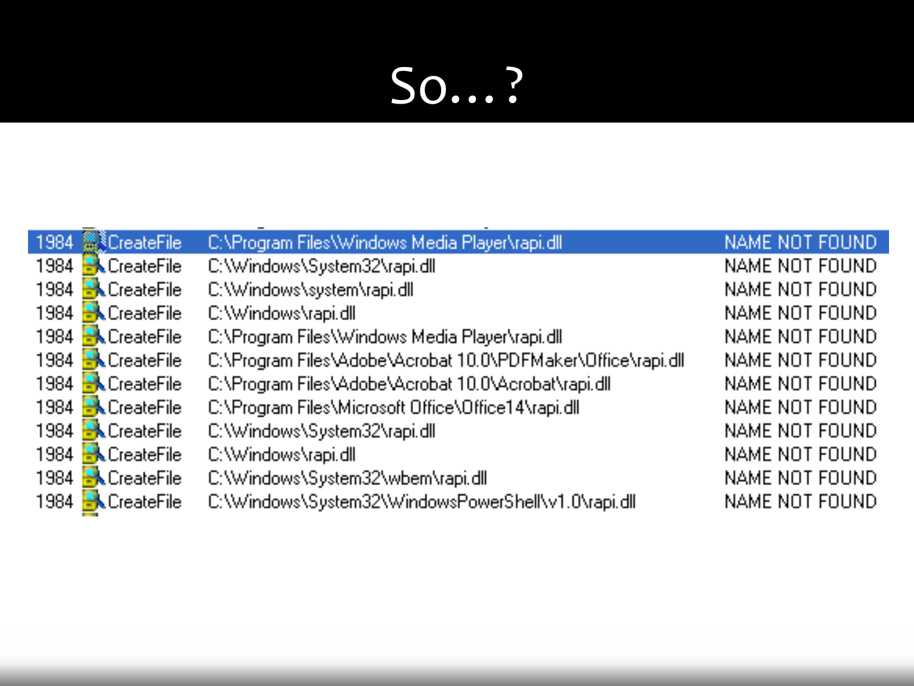# So...?

| | | | |
|---|---|---|---|
| 1984 | CreateFile | C:\Program Files\Windows Media Player\rapi.dll | NAME NOT FOUND |
| 1984 | CreateFile | C:\Windows\System32\rapi.dll | NAME NOT FOUND |
| 1984 | CreateFile | C:\Windows\system\rapi.dll | NAME NOT FOUND |
| 1984 | CreateFile | C:\Windows\rapi.dll | NAME NOT FOUND |
| 1984 | CreateFile | C:\Program Files\Windows Media Player\rapi.dll | NAME NOT FOUND |
| 1984 | CreateFile | C:\Program Files\Adobe\Acrobat 10.0\PDFMaker\Office\rapi.dll | NAME NOT FOUND |
| 1984 | CreateFile | C:\Program Files\Adobe\Acrobat 10.0\Acrobat\rapi.dll | NAME NOT FOUND |
| 1984 | CreateFile | C:\Program Files\Microsoft Office\Office14\rapi.dll | NAME NOT FOUND |
| 1984 | CreateFile | C:\Windows\System32\rapi.dll | NAME NOT FOUND |
| 1984 | CreateFile | C:\Windows\rapi.dll | NAME NOT FOUND |
| 1984 | CreateFile | C:\Windows\System32\wbem\rapi.dll | NAME NOT FOUND |
| 1984 | CreateFile | C:\Windows\System32\WindowsPowerShell\v1.0\rapi.dll | NAME NOT FOUND |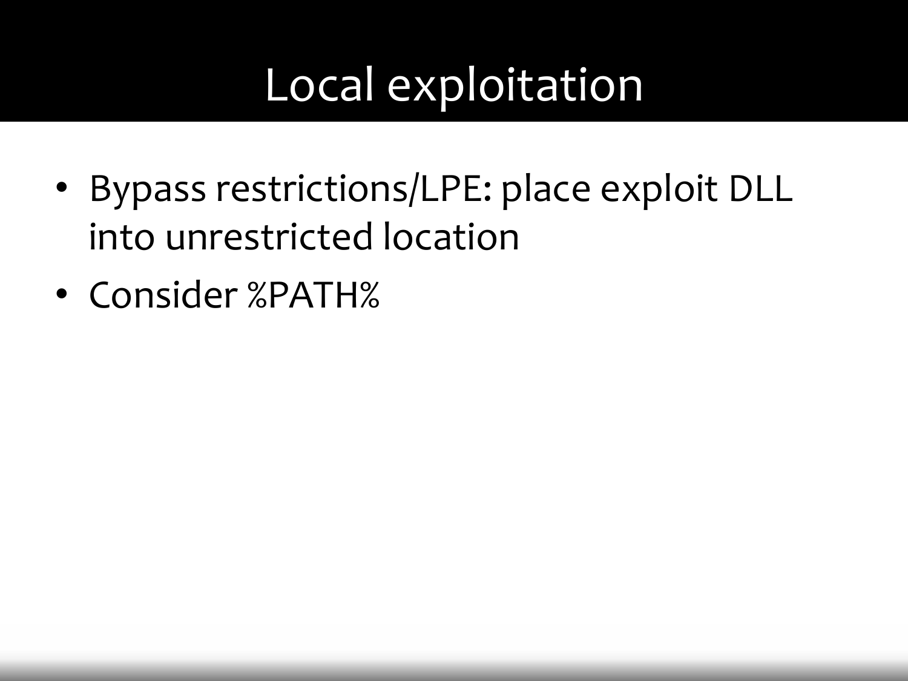# Local exploitation

- Bypass restrictions/LPE: place exploit DLL into unrestricted location
- Consider %PATH%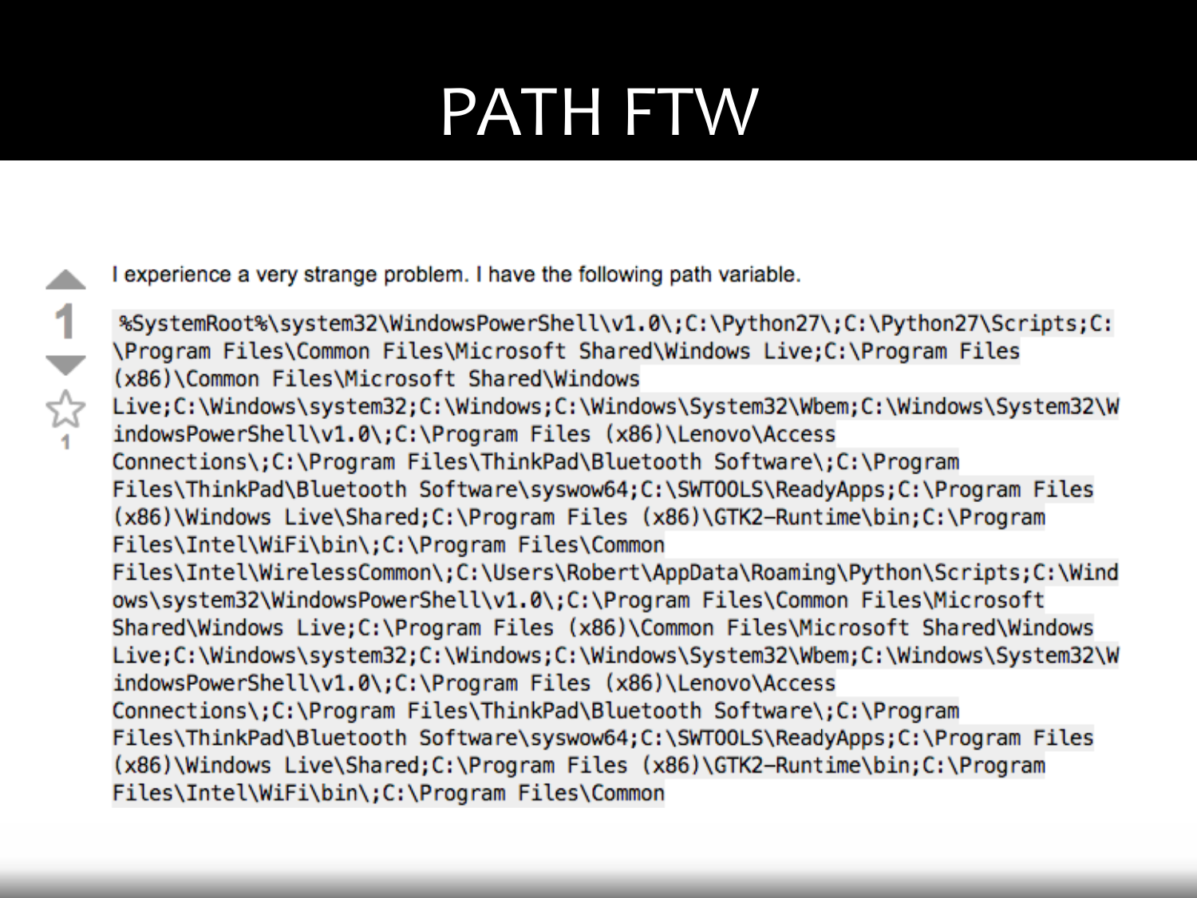# PATH FTW

I experience a very strange problem. I have the following path variable.

```
%SystemRoot%\system32\WindowsPowerShell\v1.0\;C:\Python27\;C:\Python27\Scripts;C:\Program Files\Common Files\Microsoft Shared\Windows Live;C:\Program Files (x86)\Common Files\Microsoft Shared\Windows Live;C:\Windows\system32;C:\Windows;C:\Windows\System32\Wbem;C:\Windows\System32\WindowsPowerShell\v1.0\;C:\Program Files (x86)\Lenovo\Access Connections\;C:\Program Files\ThinkPad\Bluetooth Software\;C:\Program Files\ThinkPad\Bluetooth Software\syswow64;C:\SWTOOLS\ReadyApps;C:\Program Files (x86)\Windows Live\Shared;C:\Program Files (x86)\GTK2-Runtime\bin;C:\Program Files\Intel\WiFi\bin\;C:\Program Files\Common Files\Intel\WirelessCommon\;C:\Users\Robert\AppData\Roaming\Python\Scripts;C:\Windows\system32\WindowsPowerShell\v1.0\;C:\Program Files\Common Files\Microsoft Shared\Windows Live;C:\Program Files (x86)\Common Files\Microsoft Shared\Windows Live;C:\Windows\system32;C:\Windows;C:\Windows\System32\Wbem;C:\Windows\System32\WindowsPowerShell\v1.0\;C:\Program Files (x86)\Lenovo\Access Connections\;C:\Program Files\ThinkPad\Bluetooth Software\;C:\Program Files\ThinkPad\Bluetooth Software\syswow64;C:\SWTOOLS\ReadyApps;C:\Program Files (x86)\Windows Live\Shared;C:\Program Files (x86)\GTK2-Runtime\bin;C:\Program Files\Intel\WiFi\bin\;C:\Program Files\Common
```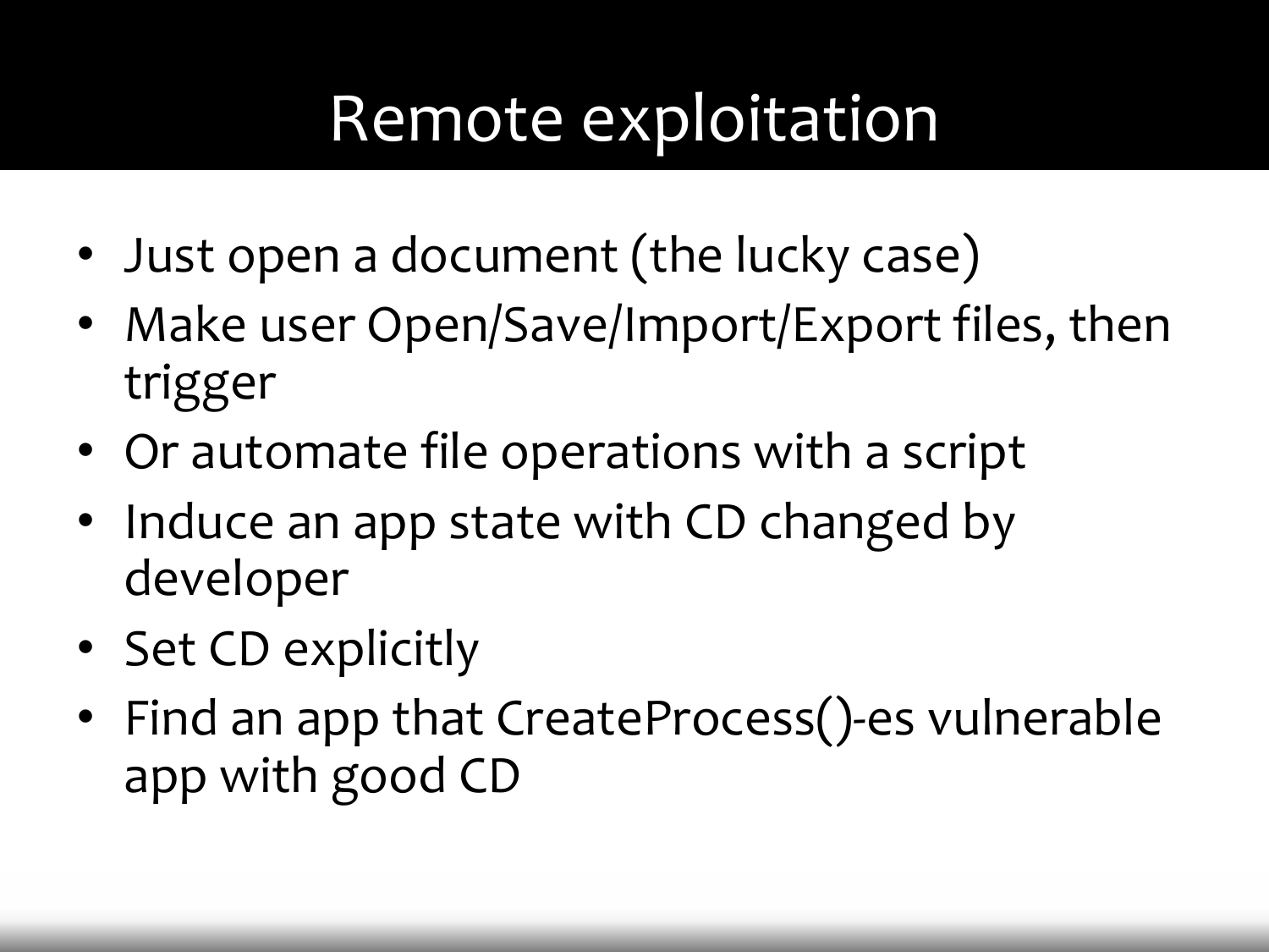# Remote exploitation

- Just open a document (the lucky case)
- Make user Open/Save/Import/Export files, then trigger
- Or automate file operations with a script
- Induce an app state with CD changed by developer
- Set CD explicitly
- Find an app that CreateProcess()-es vulnerable app with good CD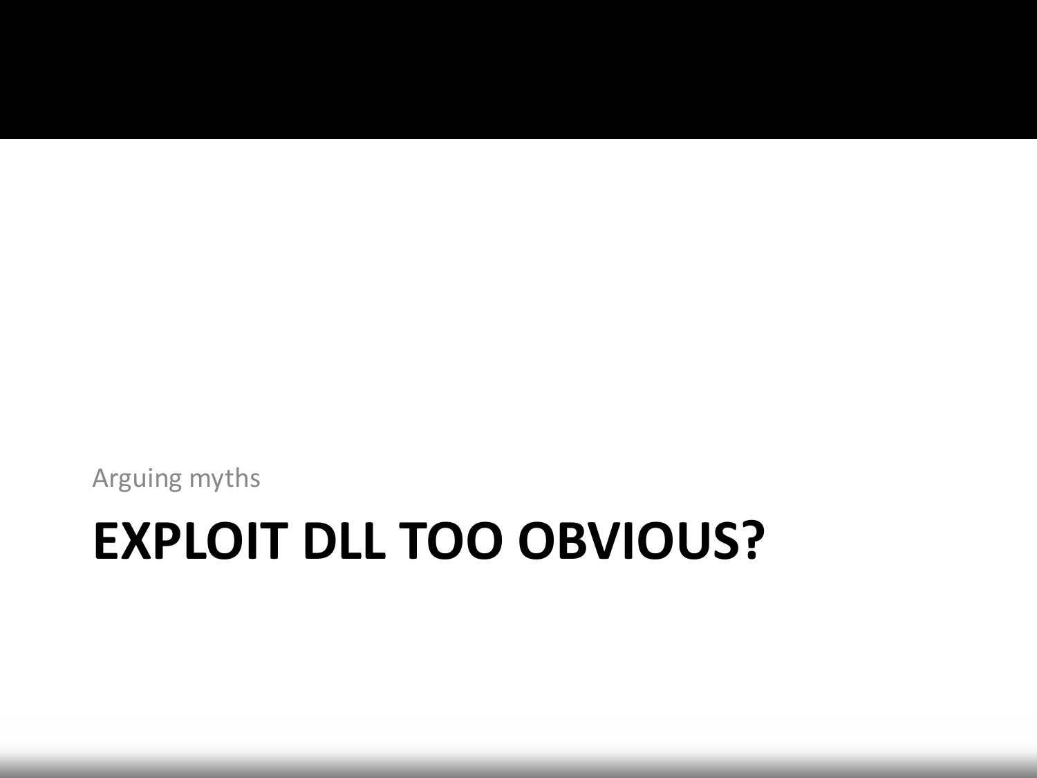Arguing myths

# EXPLOIT DLL TOO OBVIOUS?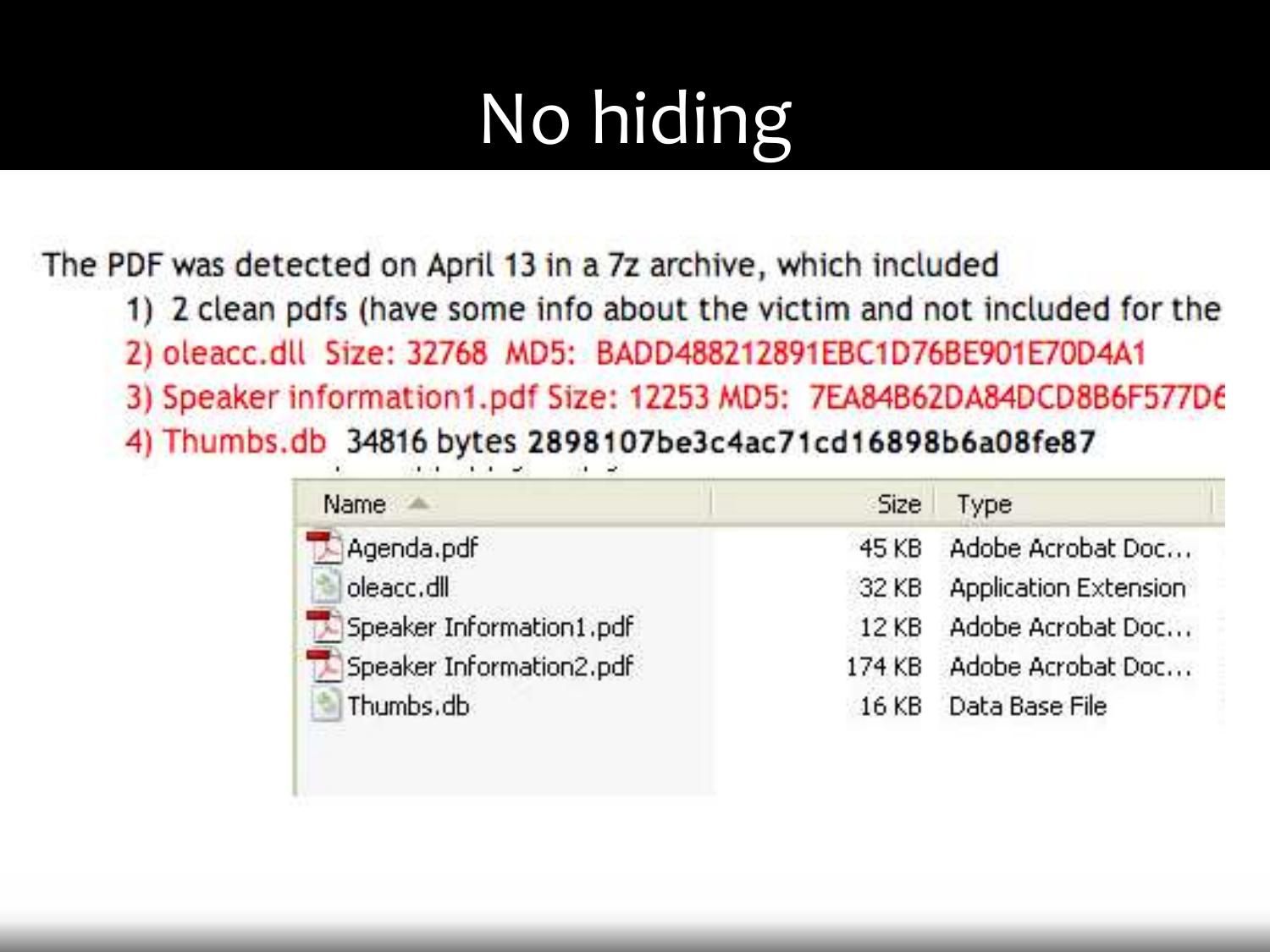# No hiding

The PDF was detected on April 13 in a 7z archive, which included

1) 2 clean pdfs (have some info about the victim and not included for the
2) oleacc.dll Size: 32768 MD5: BADD488212891EBC1D76BE901E70D4A1
3) Speaker information1.pdf Size: 12253 MD5: 7EA84B62DA84DCD8B6F577D6
4) Thumbs.db 34816 bytes 2898107be3c4ac71cd16898b6a08fe87

| Name | Size | Type |
|---|---|---|
| Agenda.pdf | 45 KB | Adobe Acrobat Doc... |
| oleacc.dll | 32 KB | Application Extension |
| Speaker Information1.pdf | 12 KB | Adobe Acrobat Doc... |
| Speaker Information2.pdf | 174 KB | Adobe Acrobat Doc... |
| Thumbs.db | 16 KB | Data Base File |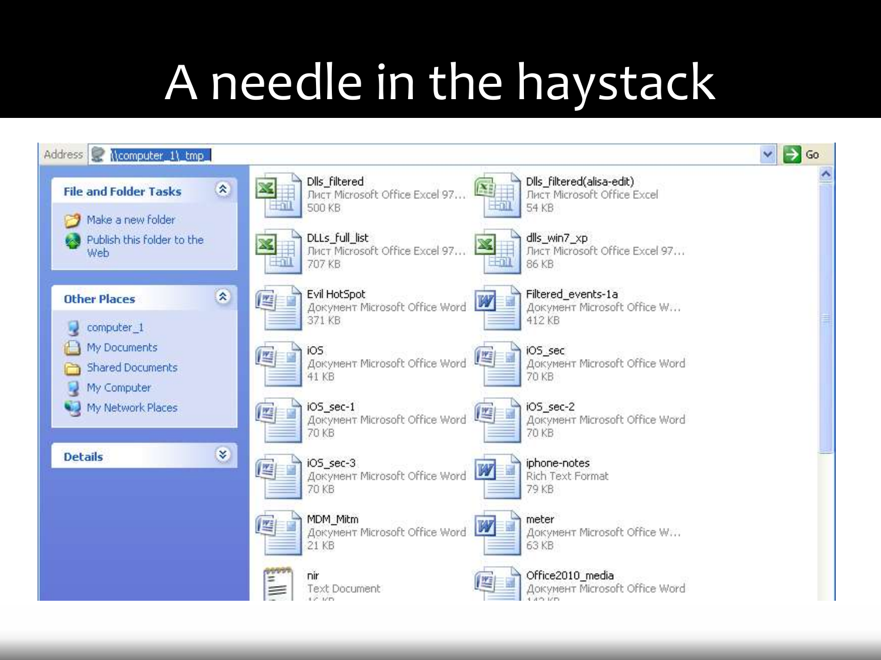# A needle in the haystack

Address \\computer_1\_tmp

**File and Folder Tasks**

- Make a new folder
- Publish this folder to the Web

**Other Places**

- computer_1
- My Documents
- Shared Documents
- My Computer
- My Network Places

**Details**

| Name | Type | Size |
| --- | --- | --- |
| Dlls_filtered | Лист Microsoft Office Excel 97… | 500 KB |
| Dlls_filtered(alisa-edit) | Лист Microsoft Office Excel | 54 KB |
| DLLs_full_list | Лист Microsoft Office Excel 97… | 707 KB |
| dlls_win7_xp | Лист Microsoft Office Excel 97… | 86 KB |
| Evil HotSpot | Документ Microsoft Office Word | 371 KB |
| Filtered_events-1a | Документ Microsoft Office W… | 412 KB |
| iOS | Документ Microsoft Office Word | 41 KB |
| iOS_sec | Документ Microsoft Office Word | 70 KB |
| iOS_sec-1 | Документ Microsoft Office Word | 70 KB |
| iOS_sec-2 | Документ Microsoft Office Word | 70 KB |
| iOS_sec-3 | Документ Microsoft Office Word | 70 KB |
| iphone-notes | Rich Text Format | 79 KB |
| MDM_Mitm | Документ Microsoft Office Word | 21 KB |
| meter | Документ Microsoft Office W… | 63 KB |
| nir | Text Document | 16 KB |
| Office2010_media | Документ Microsoft Office Word | 142 KB |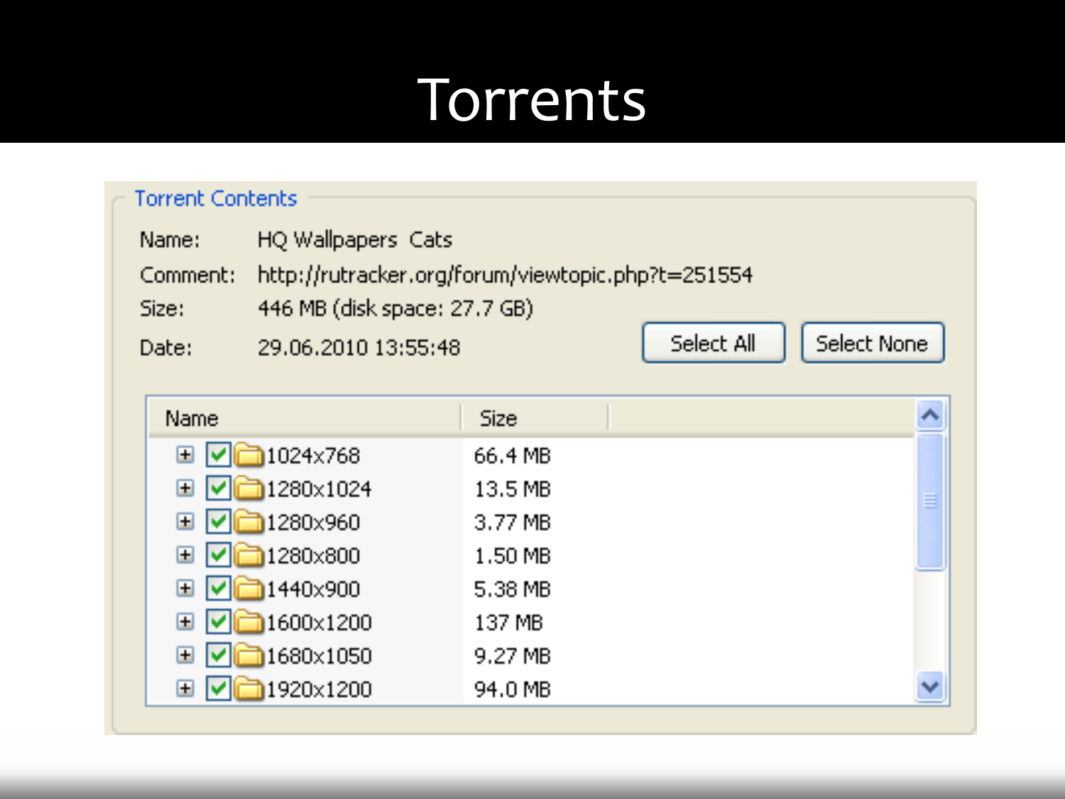# Torrents

**Torrent Contents**

Name: HQ Wallpapers Cats

Comment: http://rutracker.org/forum/viewtopic.php?t=251554

Size: 446 MB (disk space: 27.7 GB)

Date: 29.06.2010 13:55:48

Select All | Select None

| Name | Size |
| --- | --- |
| 1024x768 | 66.4 MB |
| 1280x1024 | 13.5 MB |
| 1280x960 | 3.77 MB |
| 1280x800 | 1.50 MB |
| 1440x900 | 5.38 MB |
| 1600x1200 | 137 MB |
| 1680x1050 | 9.27 MB |
| 1920x1200 | 94.0 MB |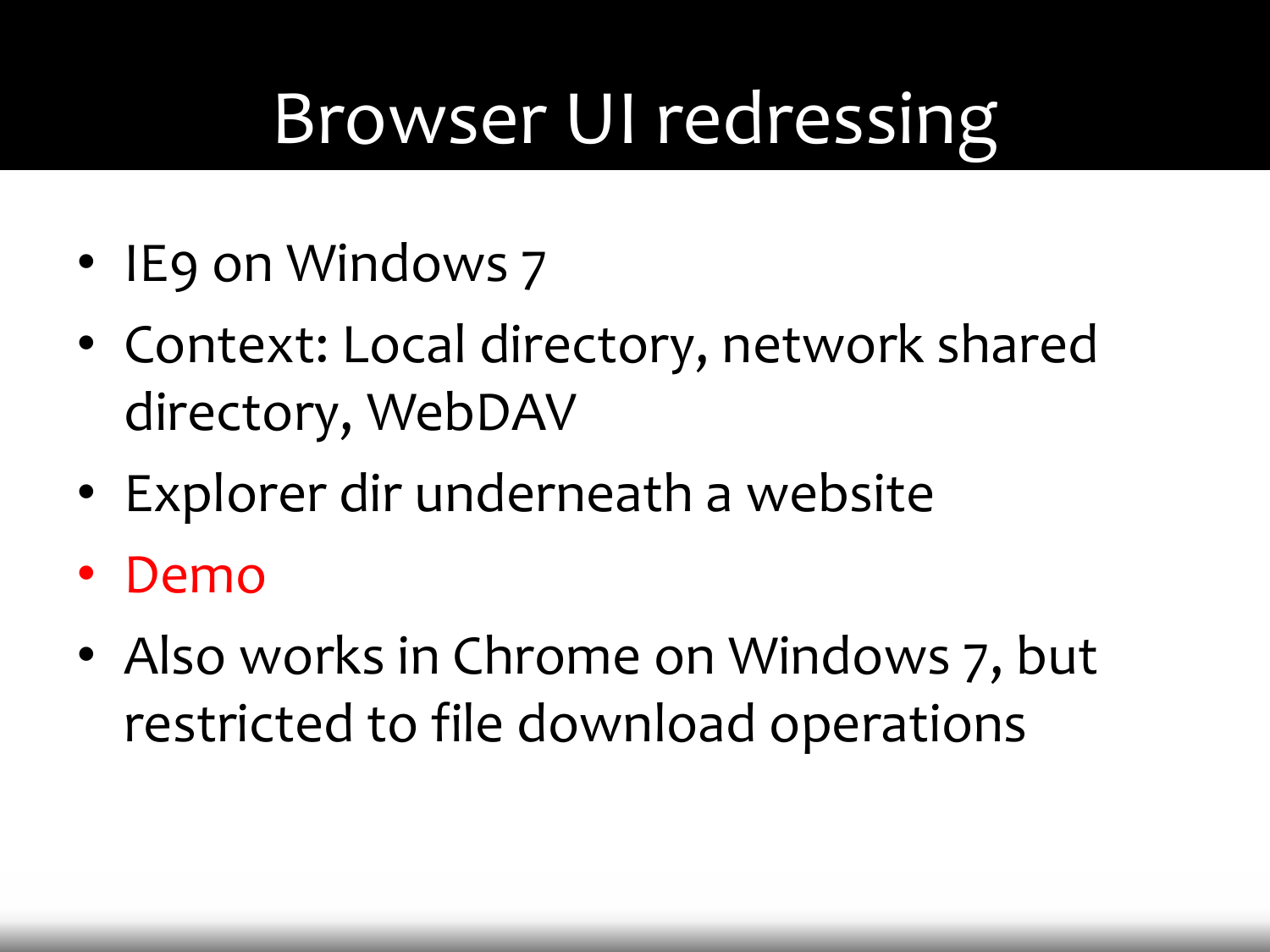# Browser UI redressing

- IE9 on Windows 7
- Context: Local directory, network shared directory, WebDAV
- Explorer dir underneath a website
- Demo
- Also works in Chrome on Windows 7, but restricted to file download operations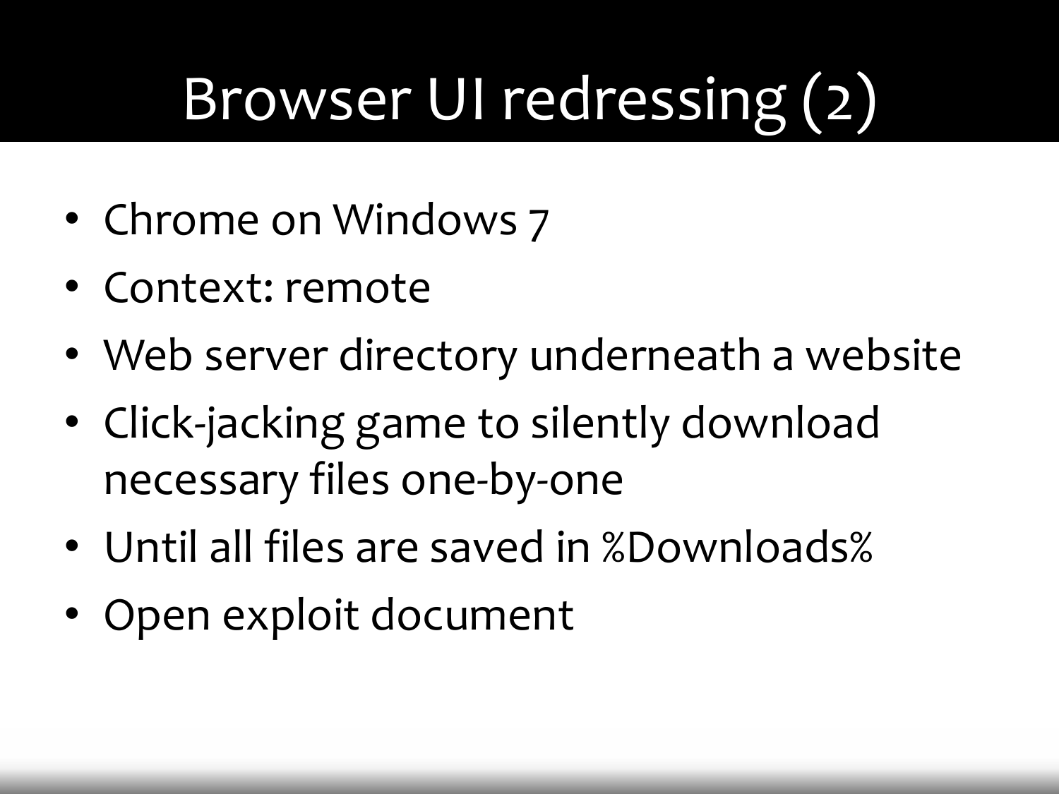# Browser UI redressing (2)

- Chrome on Windows 7
- Context: remote
- Web server directory underneath a website
- Click-jacking game to silently download necessary files one-by-one
- Until all files are saved in %Downloads%
- Open exploit document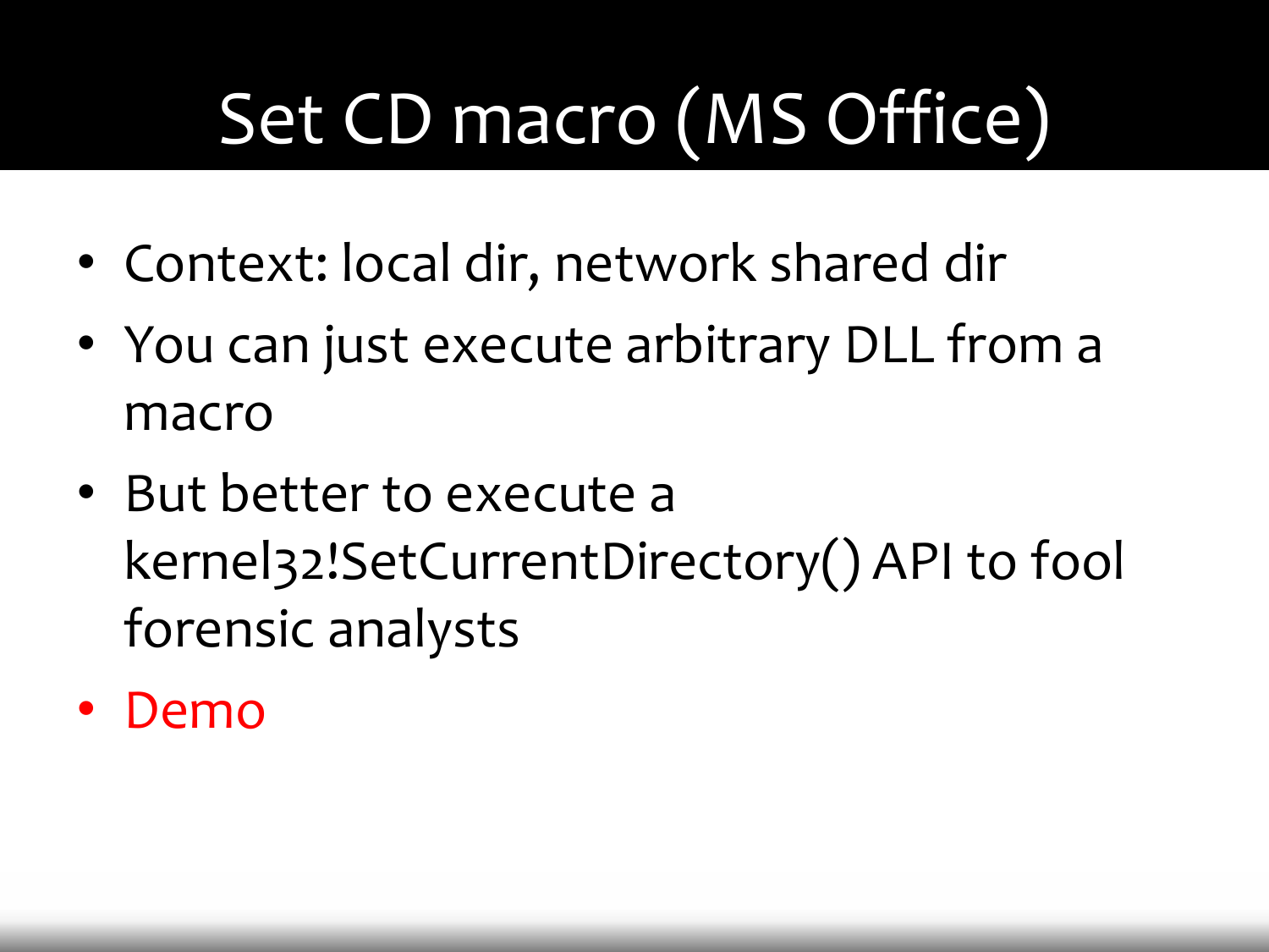# Set CD macro (MS Office)

- Context: local dir, network shared dir
- You can just execute arbitrary DLL from a macro
- But better to execute a kernel32!SetCurrentDirectory() API to fool forensic analysts
- Demo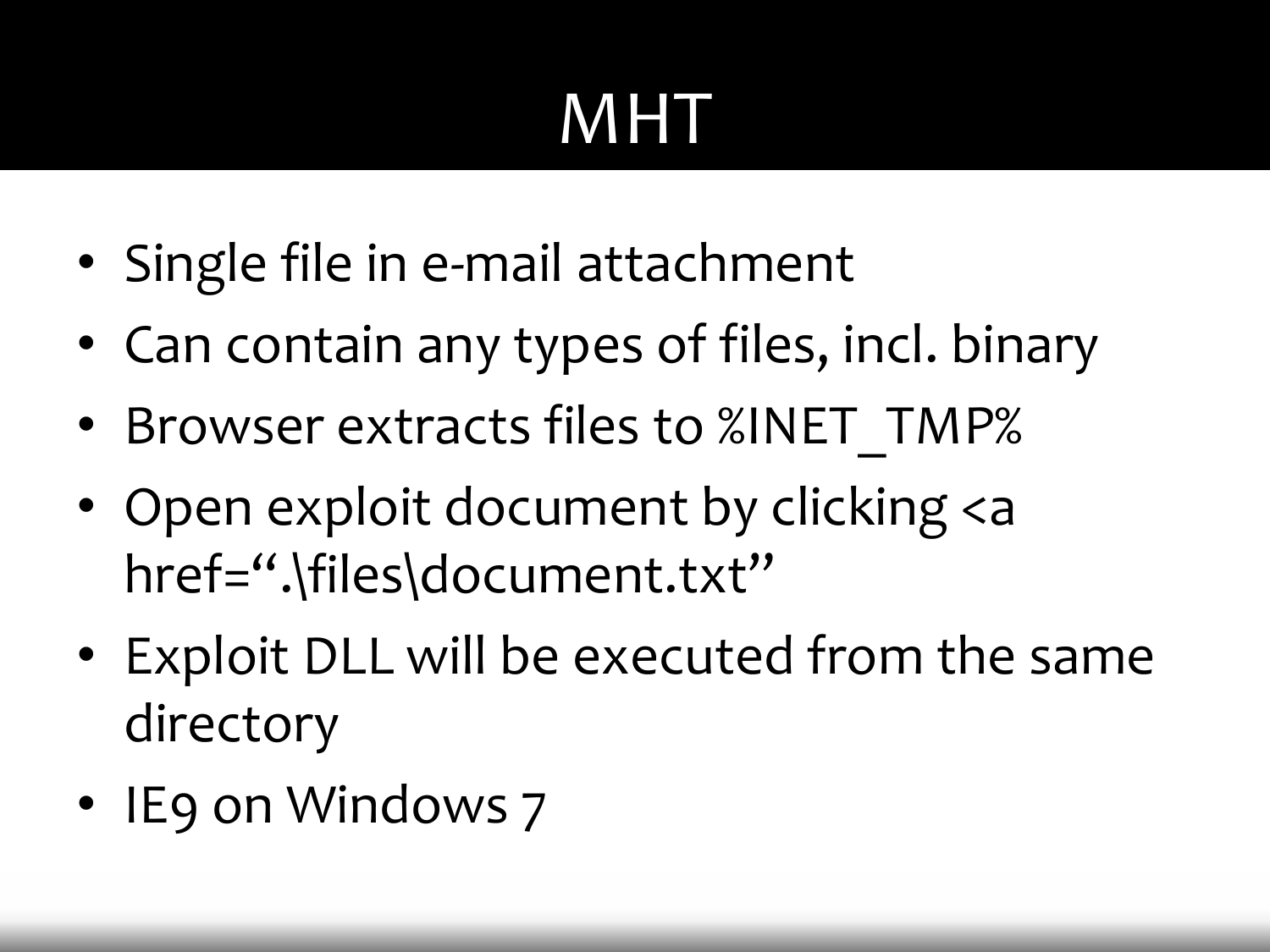# MHT

- Single file in e-mail attachment
- Can contain any types of files, incl. binary
- Browser extracts files to %INET_TMP%
- Open exploit document by clicking <a href=".\files\document.txt"
- Exploit DLL will be executed from the same directory
- IE9 on Windows 7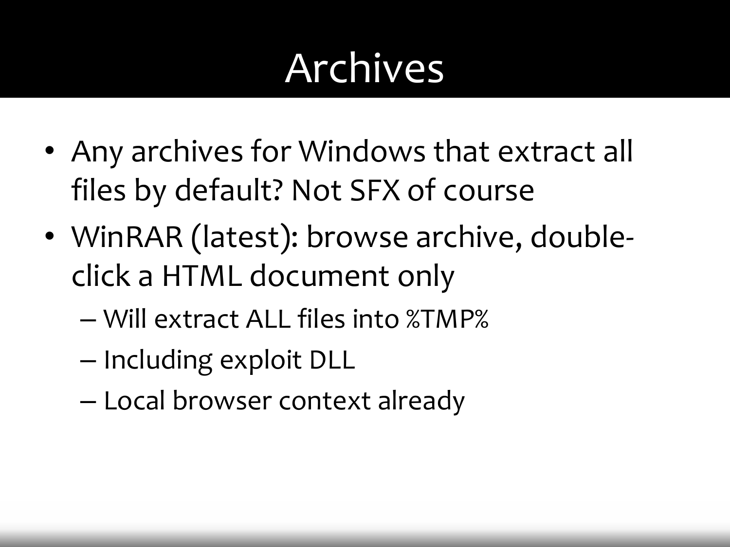# Archives

- Any archives for Windows that extract all files by default? Not SFX of course
- WinRAR (latest): browse archive, double-click a HTML document only
  - Will extract ALL files into %TMP%
  - Including exploit DLL
  - Local browser context already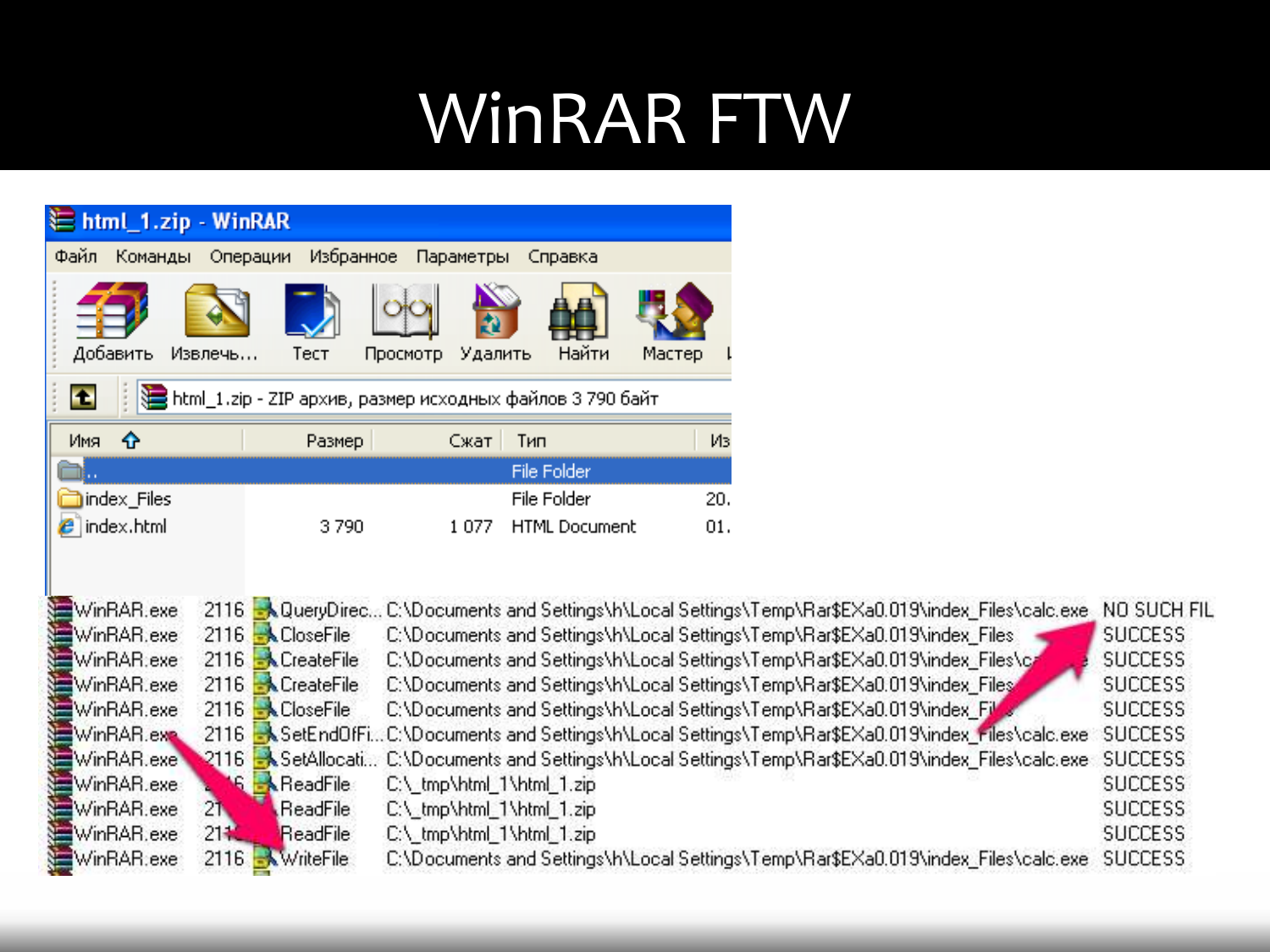# WinRAR FTW

**html_1.zip - WinRAR**

Файл Команды Операции Избранное Параметры Справка

Добавить Извлечь... Тест Просмотр Удалить Найти Мастер

html_1.zip - ZIP архив, размер исходных файлов 3 790 байт

| Имя | Размер | Сжат | Тип | Из |
|---|---|---|---|---|
| .. | | | File Folder | |
| index_Files | | | File Folder | 20. |
| index.html | 3 790 | 1 077 | HTML Document | 01. |

| Process | PID | Operation | Path | Result |
|---|---|---|---|---|
| WinRAR.exe | 2116 | QueryDirec... | C:\Documents and Settings\h\Local Settings\Temp\Rar$EXa0.019\index_Files\calc.exe | NO SUCH FIL |
| WinRAR.exe | 2116 | CloseFile | C:\Documents and Settings\h\Local Settings\Temp\Rar$EXa0.019\index_Files | SUCCESS |
| WinRAR.exe | 2116 | CreateFile | C:\Documents and Settings\h\Local Settings\Temp\Rar$EXa0.019\index_Files\c... | SUCCESS |
| WinRAR.exe | 2116 | CreateFile | C:\Documents and Settings\h\Local Settings\Temp\Rar$EXa0.019\index_Files | SUCCESS |
| WinRAR.exe | 2116 | CloseFile | C:\Documents and Settings\h\Local Settings\Temp\Rar$EXa0.019\index_Fi... | SUCCESS |
| WinRAR.exe | 2116 | SetEndOfFi... | C:\Documents and Settings\h\Local Settings\Temp\Rar$EXa0.019\index_Files\calc.exe | SUCCESS |
| WinRAR.exe | 2116 | SetAllocati... | C:\Documents and Settings\h\Local Settings\Temp\Rar$EXa0.019\index_Files\calc.exe | SUCCESS |
| WinRAR.exe | 2116 | ReadFile | C:\_tmp\html_1\html_1.zip | SUCCESS |
| WinRAR.exe | 2116 | ReadFile | C:\_tmp\html_1\html_1.zip | SUCCESS |
| WinRAR.exe | 2116 | ReadFile | C:\_tmp\html_1\html_1.zip | SUCCESS |
| WinRAR.exe | 2116 | WriteFile | C:\Documents and Settings\h\Local Settings\Temp\Rar$EXa0.019\index_Files\calc.exe | SUCCESS |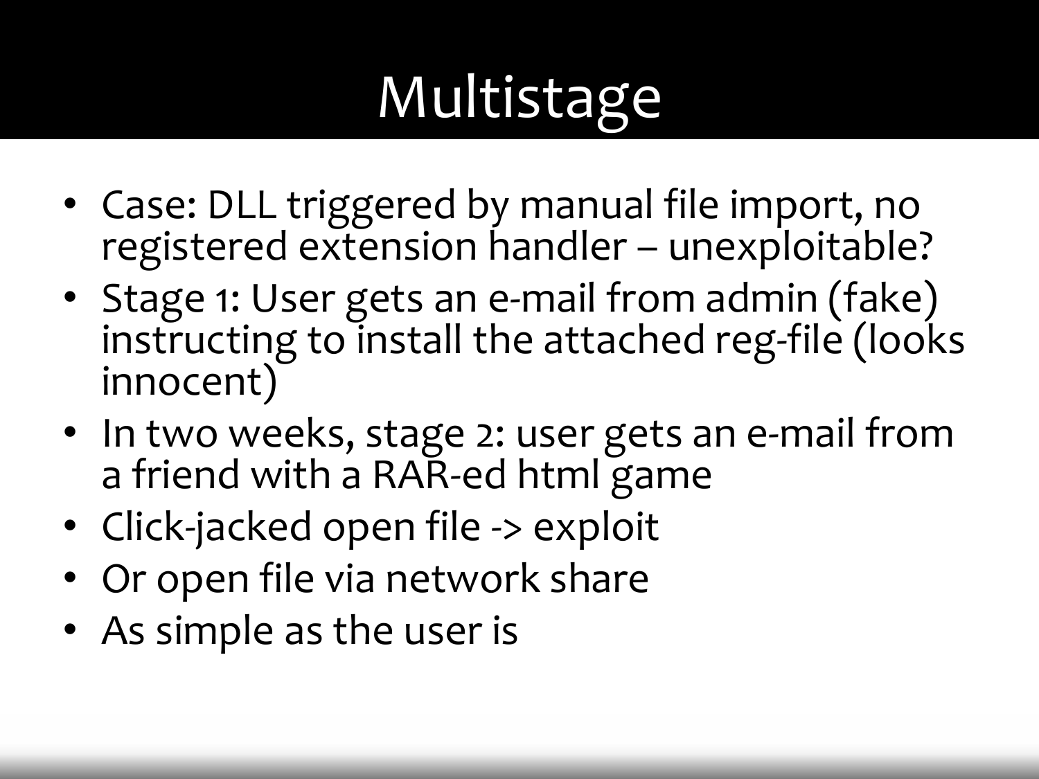# Multistage

- Case: DLL triggered by manual file import, no registered extension handler – unexploitable?
- Stage 1: User gets an e-mail from admin (fake) instructing to install the attached reg-file (looks innocent)
- In two weeks, stage 2: user gets an e-mail from a friend with a RAR-ed html game
- Click-jacked open file -> exploit
- Or open file via network share
- As simple as the user is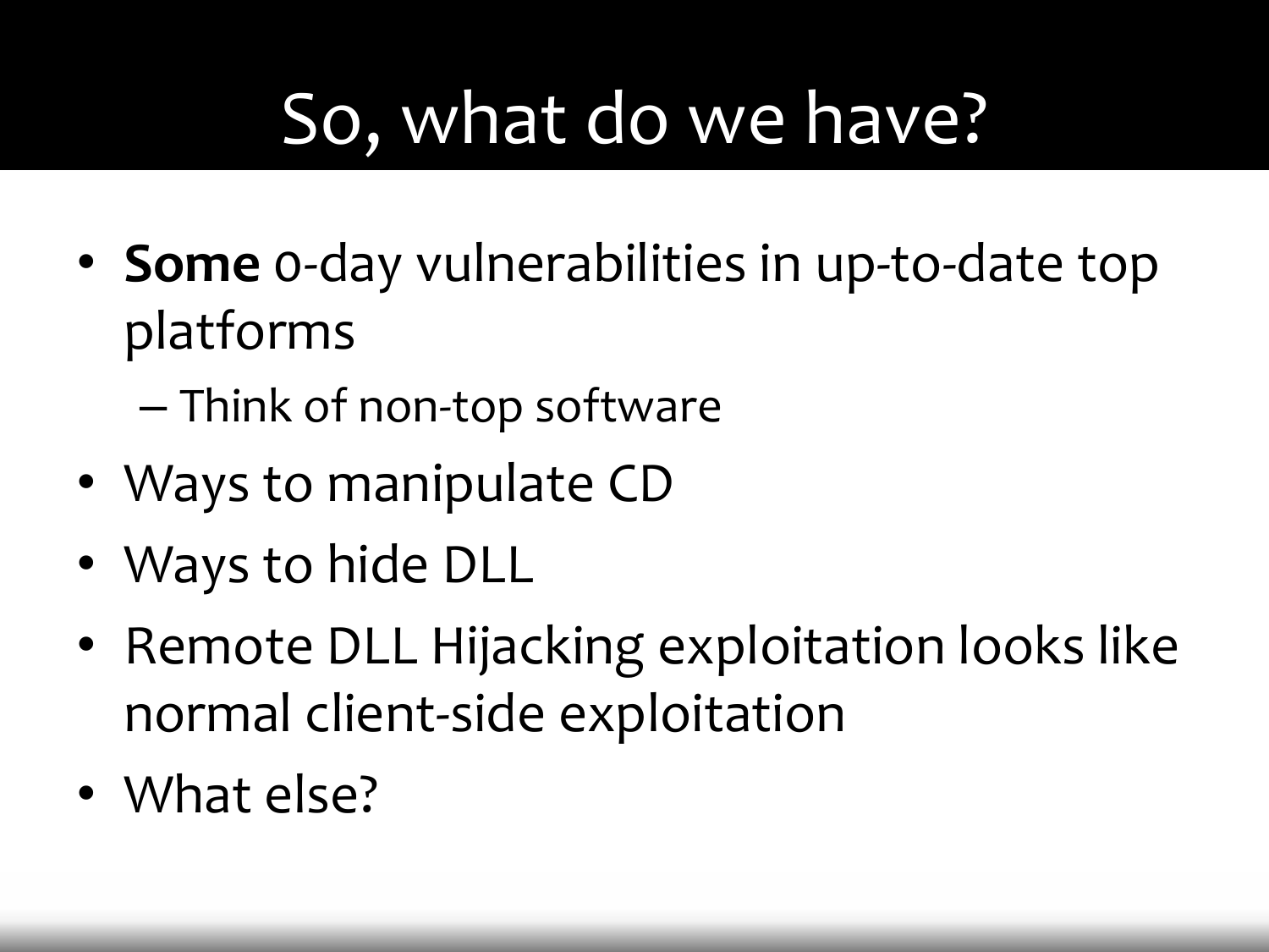# So, what do we have?

- **Some** 0-day vulnerabilities in up-to-date top platforms
  - Think of non-top software
- Ways to manipulate CD
- Ways to hide DLL
- Remote DLL Hijacking exploitation looks like normal client-side exploitation
- What else?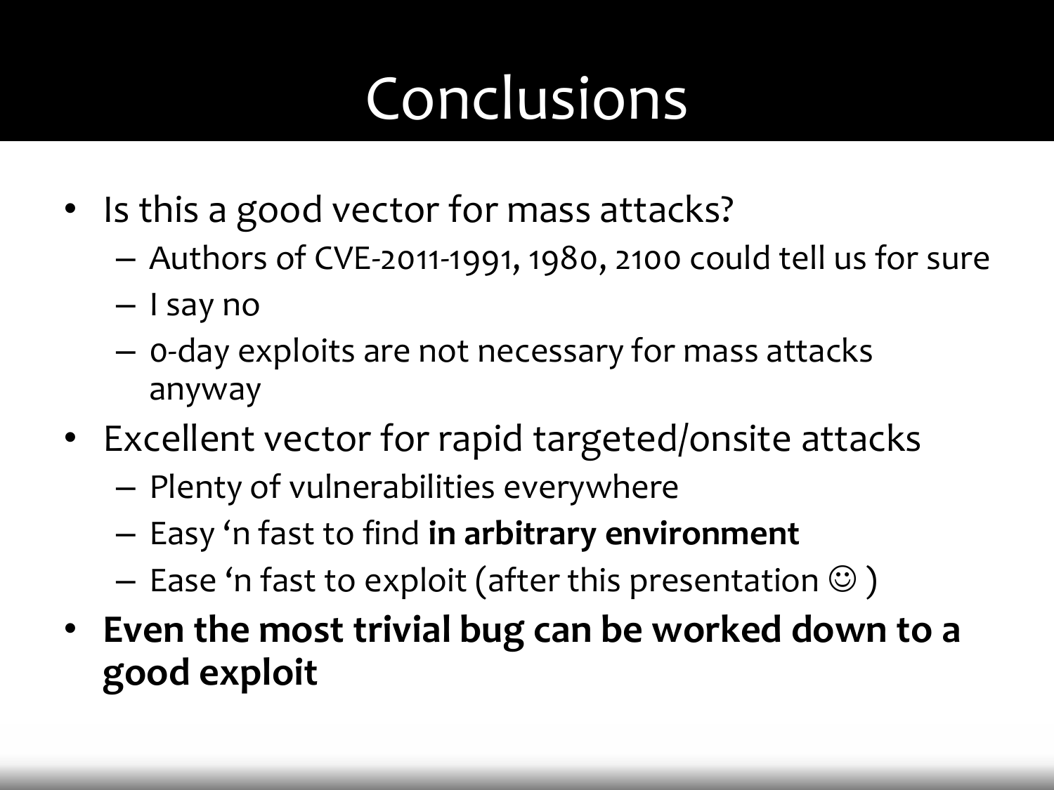# Conclusions

- Is this a good vector for mass attacks?
  - Authors of CVE-2011-1991, 1980, 2100 could tell us for sure
  - I say no
  - 0-day exploits are not necessary for mass attacks anyway
- Excellent vector for rapid targeted/onsite attacks
  - Plenty of vulnerabilities everywhere
  - Easy 'n fast to find **in arbitrary environment**
  - Ease 'n fast to exploit (after this presentation ☺ )
- **Even the most trivial bug can be worked down to a good exploit**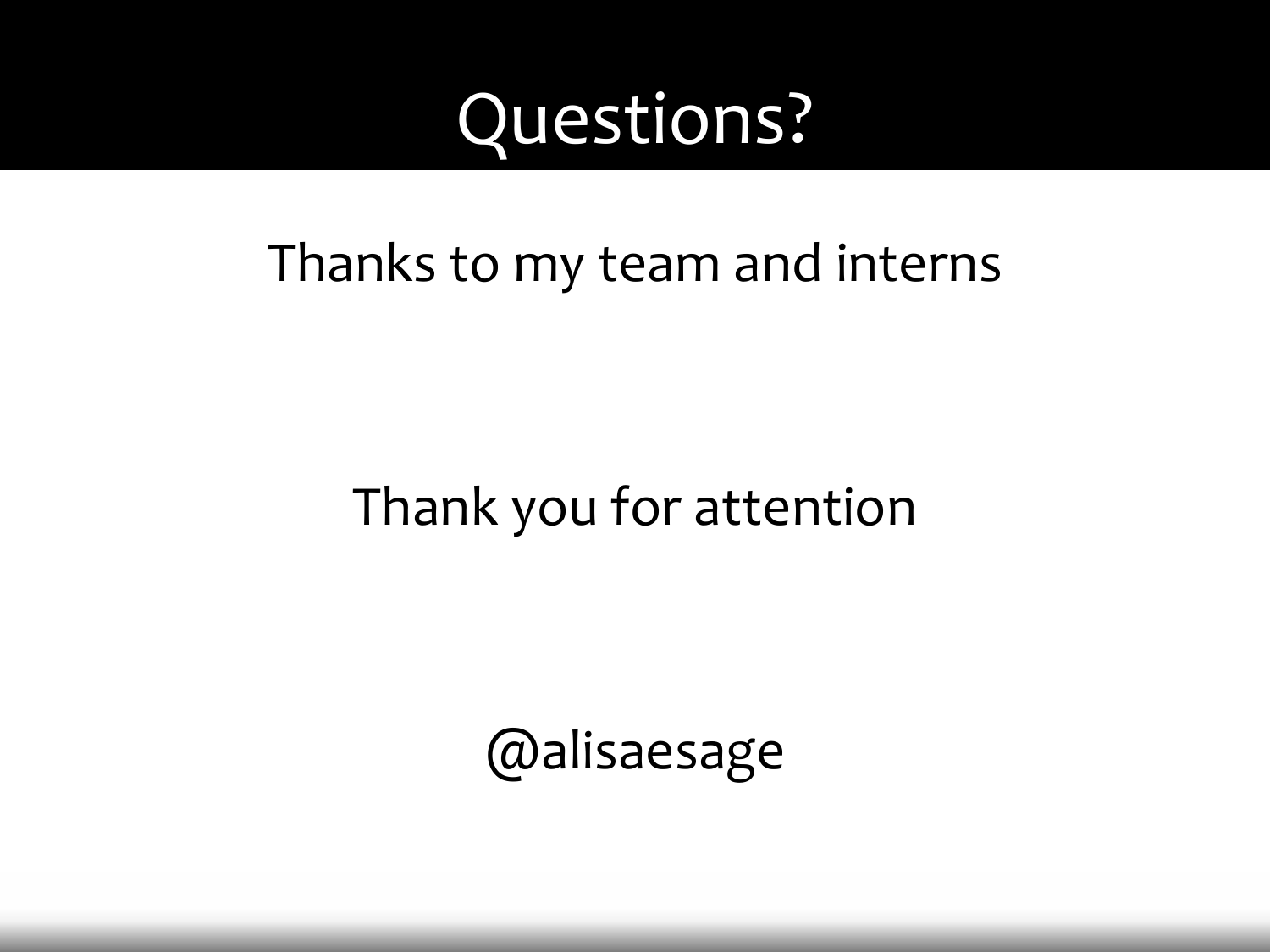# Questions?

Thanks to my team and interns

Thank you for attention

@alisaesage